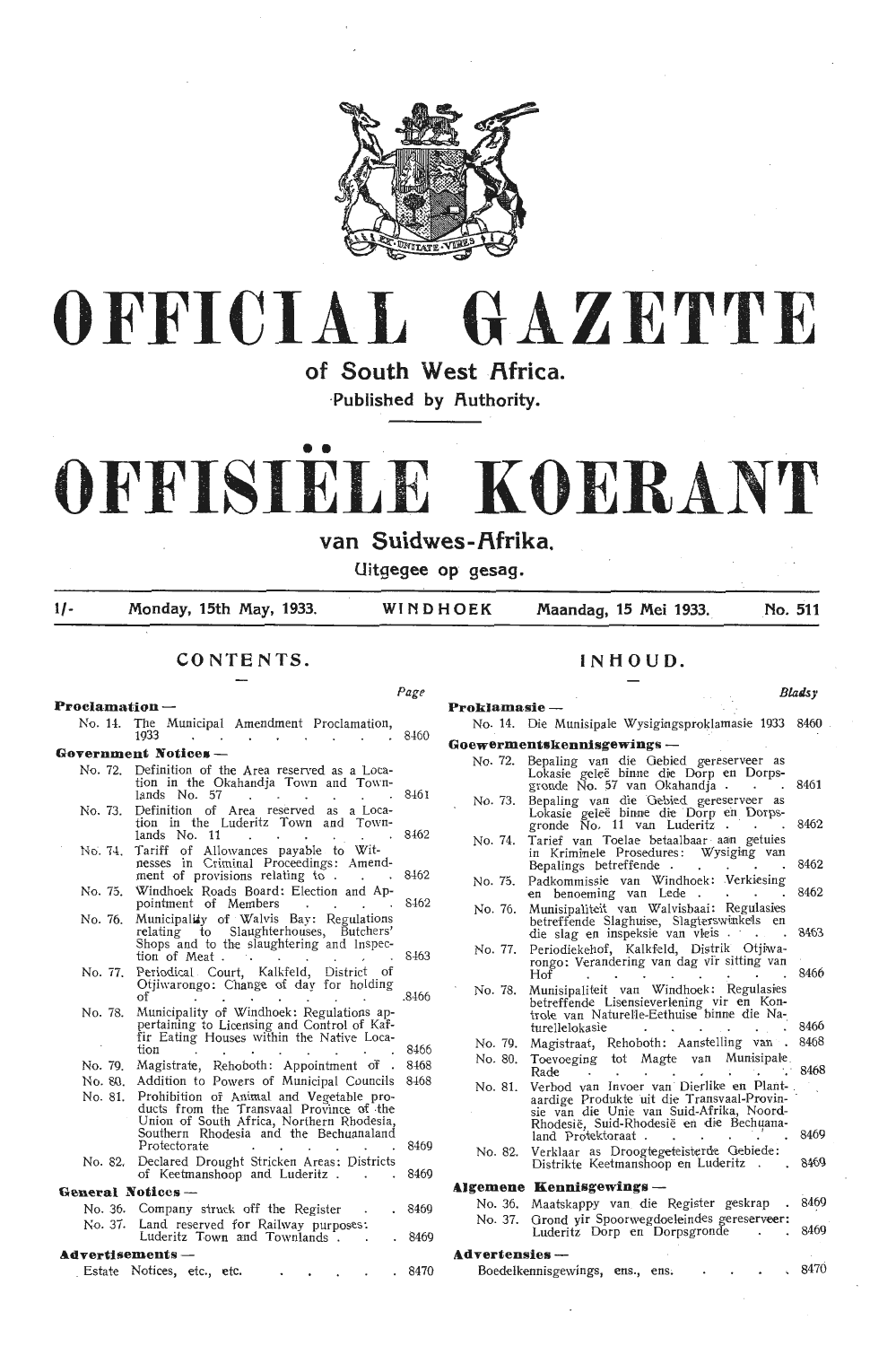# OFFICIAL GAZETTE

## of South West Africa.

Published by Authority.

# OFFISIËLE KOERANT

## van Suidwes-Afrika.

Uitgegee op gesag.

1/- Monday, 15th May, 1933. WINDHOEK Maandag, 15 Mei 1933. No. 511

## CONTENTS.

| | Page |
|---|---|
| **Proclamation —** | |
| No. 14. The Municipal Amendment Proclamation, 1933 | 8460 |
| **Government Notices —** | |
| No. 72. Definition of the Area reserved as a Location in the Okahandja Town and Townlands No. 57 | 8461 |
| No. 73. Definition of Area reserved as a Location in the Luderitz Town and Townlands No. 11 | 8462 |
| No. 74. Tariff of Allowances payable to Witnesses in Criminal Proceedings: Amendment of provisions relating to | 8462 |
| No. 75. Windhoek Roads Board: Election and Appointment of Members | 8462 |
| No. 76. Municipality of Walvis Bay: Regulations relating to Slaughterhouses, Butchers' Shops and to the slaughtering and Inspection of Meat | 8463 |
| No. 77. Periodical Court, Kalkfeld, District of Otjiwarongo: Change of day for holding of | 8466 |
| No. 78. Municipality of Windhoek: Regulations appertaining to Licensing and Control of Kaffir Eating Houses within the Native Location | 8466 |
| No. 79. Magistrate, Rehoboth: Appointment of | 8468 |
| No. 80. Addition to Powers of Municipal Councils | 8468 |
| No. 81. Prohibition of Animal and Vegetable products from the Transvaal Province of the Union of South Africa, Northern Rhodesia, Southern Rhodesia and the Bechuanaland Protectorate | 8469 |
| No. 82. Declared Drought Stricken Areas: Districts of Keetmanshoop and Luderitz | 8469 |
| **General Notices —** | |
| No. 36. Company struck off the Register | 8469 |
| No. 37. Land reserved for Railway purposes: Luderitz Town and Townlands | 8469 |
| **Advertisements —** | |
| Estate Notices, etc., etc. | 8470 |

## INHOUD.

| | Bladsy |
|---|---|
| **Proklamasie —** | |
| No. 14. Die Munisipale Wysigingsproklamasie 1933 | 8460 |
| **Goewermentskennisgewings —** | |
| No. 72. Bepaling van die Gebied gereserveer as Lokasie geleë binne die Dorp en Dorpsgronde No. 57 van Okahandja | 8461 |
| No. 73. Bepaling van die Gebied gereserveer as Lokasie geleë binne die Dorp en Dorpsgronde No. 11 van Luderitz | 8462 |
| No. 74. Tarief van Toelae betaalbaar aan getuies in Kriminele Prosedures: Wysiging van Bepalings betreffende | 8462 |
| No. 75. Padkommissie van Windhoek: Verkiesing en benoeming van Lede | 8462 |
| No. 76. Munisipaliteit van Walvisbaai: Regulasies betreffende Slaghuise, Slagterswinkels en die slag en inspeksie van vleis | 8463 |
| No. 77. Periodiekehof, Kalkfeld, Distrik Otjiwarongo: Verandering van dag vir sitting van Hof | 8466 |
| No. 78. Munisipaliteit van Windhoek: Regulasies betreffende Lisensieverlening vir en Kontrole van Naturelle-Eethuise binne die Naturellelokasie | 8466 |
| No. 79. Magistraat, Rehoboth: Aanstelling van | 8468 |
| No. 80. Toevoeging tot Magte van Munisipale Rade | 8468 |
| No. 81. Verbod van Invoer van Dierlike en Plantaardige Produkte uit die Transvaal-Provinsie van die Unie van Suid-Afrika, Noord-Rhodesië, Suid-Rhodesië en die Bechuanaland Protektoraat | 8469 |
| No. 82. Verklaar as Droogtegeteisterde Gebiede: Distrikte Keetmanshoop en Luderitz | 8469 |
| **Algemene Kennisgewings —** | |
| No. 36. Maatskappy van die Register geskrap | 8469 |
| No. 37. Grond vir Spoorwegdoeleindes gereserveer: Luderitz Dorp en Dorpsgronde | 8469 |
| **Advertensies —** | |
| Boedelkennisgewings, ens., ens. | 8470 |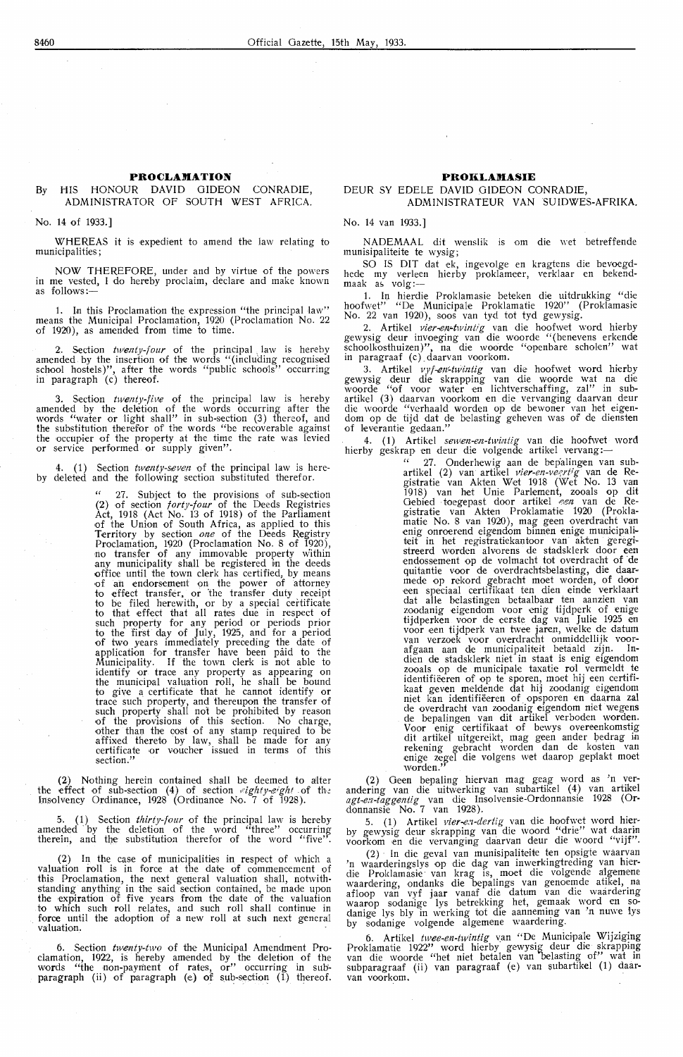## PROCLAMATION

By HIS HONOUR DAVID GIDEON CONRADIE, ADMINISTRATOR OF SOUTH WEST AFRICA.

No. 14 of 1933.]

WHEREAS it is expedient to amend the law relating to municipalities;

NOW THEREFORE, under and by virtue of the powers in me vested, I do hereby proclaim, declare and make known as follows:—

1. In this Proclamation the expression "the principal law" means the Municipal Proclamation, 1920 (Proclamation No. 22 of 1920), as amended from time to time.

2. Section *twenty-four* of the principal law is hereby amended by the insertion of the words "(including recognised school hostels)", after the words "public schools" occurring in paragraph (c) thereof.

3. Section *twenty-five* of the principal law is hereby amended by the deletion of the words occurring after the words "water or light shall" in sub-section (3) thereof, and the substitution therefor of the words "be recoverable against the occupier of the property at the time the rate was levied or service performed or supply given".

4. (1) Section *twenty-seven* of the principal law is hereby deleted and the following section substituted therefor.

> " 27. Subject to the provisions of sub-section (2) of section *forty-four* of the Deeds Registries Act, 1918 (Act No. 13 of 1918) of the Parliament of the Union of South Africa, as applied to this Territory by section *one* of the Deeds Registry Proclamation, 1920 (Proclamation No. 8 of 1920), no transfer of any immovable property within any municipality shall be registered in the deeds office until the town clerk has certified, by means of an endorsement on the power of attorney to effect transfer, or the transfer duty receipt to be filed herewith, or by a special certificate to that effect that all rates due in respect of such property for any period or periods prior to the first day of July, 1925, and for a period of two years immediately preceding the date of application for transfer have been paid to the Municipality. If the town clerk is not able to identify or trace any property as appearing on the municipal valuation roll, he shall be bound to give a certificate that he cannot identify or trace such property, and thereupon the transfer of such property shall not be prohibited by reason of the provisions of this section. No charge, other than the cost of any stamp required to be affixed thereto by law, shall be made for any certificate or voucher issued in terms of this section."

(2) Nothing herein contained shall be deemed to alter the effect of sub-section (4) of section *eighty-eight* of the Insolvency Ordinance, 1928 (Ordinance No. 7 of 1928).

5. (1) Section *thirty-four* of the principal law is hereby amended by the deletion of the word "three" occurring therein, and the substitution therefor of the word "five".

(2) In the case of municipalities in respect of which a valuation roll is in force at the date of commencement of this Proclamation, the next general valuation shall, notwithstanding anything in the said section contained, be made upon the expiration of five years from the date of the valuation to which such roll relates, and such roll shall continue in force until the adoption of a new roll at such next general valuation.

6. Section *twenty-two* of the Municipal Amendment Proclamation, 1922, is hereby amended by the deletion of the words "the non-payment of rates, or" occurring in sub-paragraph (ii) of paragraph (e) of sub-section (1) thereof.

## PROKLAMASIE

DEUR SY EDELE DAVID GIDEON CONRADIE, ADMINISTRATEUR VAN SUIDWES-AFRIKA.

No. 14 van 1933.]

NADEMAAL dit wenslik is om die wet betreffende munisipaliteite te wysig;

SO IS DIT dat ek, ingevolge en kragtens die bevoegdhede my verleen hierby proklameer, verklaar en bekendmaak as volg:—

1. In hierdie Proklamasie beteken die uitdrukking "die hoofwet" "De Municipale Proklamatie 1920" (Proklamasie No. 22 van 1920), soos van tyd tot tyd gewysig.

2. Artikel *vier-en-twintig* van die hoofwet word hierby gewysig deur invoeging van die woorde "(benevens erkende schoolkosthuizen)", na die woorde "openbare scholen" wat in paragraaf (c) daarvan voorkom.

3. Artikel *vyf-en-twintig* van die hoofwet word hierby gewysig deur die skrapping van die woorde wat na die woorde "of voor water en lichtverschaffing, zal" in subartikel (3) daarvan voorkom en die vervanging daarvan deur die woorde "verhaald worden op de bewoner van het eigendom op de tijd dat de belasting geheven was of de diensten of leverantie gedaan."

4. (1) Artikel *sewen-en-twintig* van die hoofwet word hierby geskrap en deur die volgende artikel vervang:—

> " 27. Onderhewig aan de bepalingen van subartikel (2) van artikel *vier-en-veertig* van de Registratie van Akten Wet 1918 (Wet No. 13 van 1918) van het Unie Parlement, zooals op dit Gebied toegepast door artikel *een* van de Registratie van Akten Proklamatie 1920 (Proklamatie No. 8 van 1920), mag geen overdracht van enig onroerend eigendom binnen enige municipaliteit in het registratiekantoor van akten geregistreerd worden alvorens de stadsklerk door een endossement op de volmacht tot overdracht of de quitantie voor de overdrachtsbelasting, die daarmede op rekord gebracht moet worden, of door een speciaal certifikaat ten dien einde verklaart dat alle belastingen betaalbaar ten aanzien van zoodanig eigendom voor enig tijdperk of enige tijdperken voor de eerste dag van Julie 1925 en voor een tijdperk van twee jaren, welke de datum van verzoek voor overdracht onmiddellijk voorafgaan aan de municipaliteit betaald zijn. Indien de stadsklerk niet in staat is enig eigendom zooals op de municipale taxatie rol vermeldt te identifiëeren of op te sporen, moet hij een certifikaat geven meldende dat hij zoodanig eigendom niet kan identifiëeren of opsporen en daarna zal de overdracht van zoodanig eigendom niet wegens de bepalingen van dit artikel verboden worden. Voor enig certifikaat of bewys overeenkomstig dit artikel uitgereikt, mag geen ander bedrag in rekening gebracht worden dan de kosten van enige zegel die volgens wet daarop geplakt moet worden."

(2) Geen bepaling hiervan mag geag word as 'n verandering van die uitwerking van subartikel (4) van artikel *agt-en-taggentig* van die Insolvensie-Ordonnansie 1928 (Ordonnansie No. 7 van 1928).

5. (1) Artikel *vier-en-dertig* van die hoofwet word hierby gewysig deur skrapping van die woord "drie" wat daarin voorkom en die vervanging daarvan deur die woord "vijf".

(2) In die geval van munisipaliteite ten opsigte waarvan 'n waarderingslys op die dag van inwerkingtreding van hierdie Proklamasie van krag is, moet die volgende algemene waardering, ondanks die bepalings van genoemde atikel, na afloop van vyf jaar vanaf die datum van die waardering waarop sodanige lys betrekking het, gemaak word en sodanige lys bly in werking tot die aanneming van 'n nuwe lys by sodanige volgende algemene waardering.

6. Artikel *twee-en-twintig* van "De Municipale Wijziging Proklamatie 1922" word hierby gewysig deur die skrapping van die woorde "het niet betalen van belasting of" wat in subparagraaf (ii) van paragraaf (e) van subartikel (1) daarvan voorkom.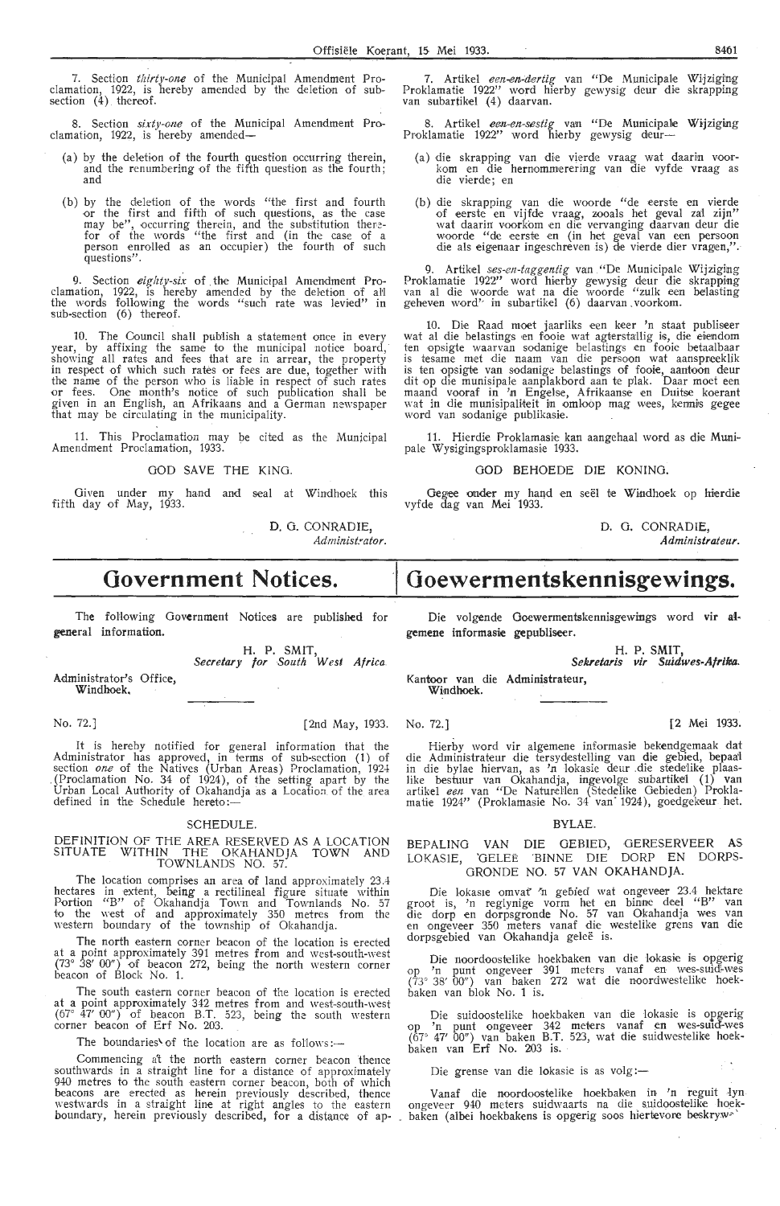7. Section *thirty-one* of the Municipal Amendment Proclamation, 1922, is hereby amended by the deletion of sub-section (4) thereof.

8. Section *sixty-one* of the Municipal Amendment Proclamation, 1922, is hereby amended—

(a) by the deletion of the fourth question occurring therein, and the renumbering of the fifth question as the fourth; and

(b) by the deletion of the words "the first and fourth or the first and fifth of such questions, as the case may be", occurring therein, and the substitution therefor of the words "the first and (in the case of a person enrolled as an occupier) the fourth of such questions".

9. Section *eighty-six* of the Municipal Amendment Proclamation, 1922, is hereby amended by the deletion of all the words following the words "such rate was levied" in sub-section (6) thereof.

10. The Council shall publish a statement once in every year, by affixing the same to the municipal notice board, showing all rates and fees that are in arrear, the property in respect of which such rates or fees are due, together with the name of the person who is liable in respect of such rates or fees. One month's notice of such publication shall be given in an English, an Afrikaans and a German newspaper that may be circulating in the municipality.

11. This Proclamation may be cited as the Municipal Amendment Proclamation, 1933.

GOD SAVE THE KING.

Given under my hand and seal at Windhoek this fifth day of May, 1933.

D. G. CONRADIE,
*Administrator.*

7. Artikel *een-en-dertig* van "De Municipale Wijziging Proklamatie 1922" word hierby gewysig deur die skrapping van subartikel (4) daarvan.

8. Artikel *een-en-sestig* van "De Municipale Wijziging Proklamatie 1922" word hierby gewysig deur—

(a) die skrapping van die vierde vraag wat daarin voorkom en die hernommerering van die vyfde vraag as die vierde; en

(b) die skrapping van die woorde "de eerste en vierde of eerste en vijfde vraag, zooals het geval zal zijn" wat daarin voorkom en die vervanging daarvan deur die woorde "de eerste en (in het geval van een persoon die als eigenaar ingeschreven is) de vierde dier vragen,".

9. Artikel *ses-en-taggentig* van "De Municipale Wijziging Proklamatie 1922" word hierby gewysig deur die skrapping van al die woorde wat na die woorde "zulk een belasting geheven word" in subartikel (6) daarvan voorkom.

10. Die Raad moet jaarliks een keer 'n staat publiseer wat al die belastings en fooie wat agterstallig is, die eiendom ten opsigte waarvan sodanige belastings en fooie betaalbaar is tesame met die naam van die persoon wat aanspreeklik is ten opsigte van sodanige belastings of fooie, aantoon deur dit op die munisipale aanplakbord aan te plak. Daar moet een maand vooraf in 'n Engelse, Afrikaanse en Duitse koerant wat in die munisipaliteit in omloop mag wees, kennis gegee word van sodanige publikasie.

11. Hierdie Proklamasie kan aangehaal word as die Munisipale Wysigingsproklamasie 1933.

GOD BEHOEDE DIE KONING.

Gegee onder my hand en seël te Windhoek op hierdie vyfde dag van Mei 1933.

D. G. CONRADIE,
*Administrateur.*

# Government Notices.

The following Government Notices are published for general information.

H. P. SMIT,
*Secretary for South West Africa.*

Administrator's Office,
Windhoek.

No. 72.] [2nd May, 1933.

It is hereby notified for general information that the Administrator has approved, in terms of sub-section (1) of section *one* of the Natives (Urban Areas) Proclamation, 1924 (Proclamation No. 34 of 1924), of the setting apart by the Urban Local Authority of Okahandja as a Location of the area defined in the Schedule hereto:—

SCHEDULE.

DEFINITION OF THE AREA RESERVED AS A LOCATION SITUATE WITHIN THE OKAHANDJA TOWN AND TOWNLANDS NO. 57.

The location comprises an area of land approximately 23.4 hectares in extent, being a rectilineal figure situate within Portion "B" of Okahandja Town and Townlands No. 57 to the west of and approximately 350 metres from the western boundary of the township of Okahandja.

The north eastern corner beacon of the location is erected at a point approximately 391 metres from and west-south-west (73° 38′ 00″) of beacon 272, being the north western corner beacon of Block No. 1.

The south eastern corner beacon of the location is erected at a point approximately 342 metres from and west-south-west (67° 47′ 00″) of beacon B.T. 523, being the south western corner beacon of Erf No. 203.

The boundaries of the location are as follows:—

Commencing at the north eastern corner beacon thence southwards in a straight line for a distance of approximately 940 metres to the south eastern corner beacon, both of which beacons are erected as herein previously described, thence westwards in a straight line at right angles to the eastern boundary, herein previously described, for a distance of ap-

# Goewermentskennisgewings.

Die volgende Goewermentskennisgewings word vir algemene informasie gepubliseer.

H. P. SMIT,
*Sekretaris vir Suidwes-Afrika.*

Kantoor van die Administrateur,
Windhoek.

No. 72.] [2 Mei 1933.

Hierby word vir algemene informasie bekendgemaak dat die Administrateur die tersydestelling van die gebied, bepaal in die bylae hiervan, as 'n lokasie deur die stedelike plaaslike bestuur van Okahandja, ingevolge subartikel (1) van artikel *een* van "De Naturellen (Stedelike Gebieden) Proklamatie 1924" (Proklamasie No. 34 van 1924), goedgekeur het.

BYLAE.

BEPALING VAN DIE GEBIED, GERESERVEER AS LOKASIE, GELEË BINNE DIE DORP EN DORPSGRONDE NO. 57 VAN OKAHANDJA.

Die lokasie omvat 'n gebied wat ongeveer 23.4 hektare groot is, 'n reglynige vorm het en binne deel "B" van die dorp en dorpsgronde No. 57 van Okahandja wes van en ongeveer 350 meters vanaf die westelike grens van die dorpsgebied van Okahandja geleë is.

Die noordoostelike hoekbaken van die lokasie is opgerig op 'n punt ongeveer 391 meters vanaf en wes-suid-wes (73° 38′ 00″) van baken 272 wat die noordwestelike hoekbaken van blok No. 1 is.

Die suidoostelike hoekbaken van die lokasie is opgerig op 'n punt ongeveer 342 meters vanaf en wes-suid-wes (67° 47′ 00″) van baken B.T. 523, wat die suidwestelike hoekbaken van Erf No. 203 is.

Die grense van die lokasie is as volg:—

Vanaf die noordoostelike hoekbaken in 'n reguit lyn ongeveer 940 meters suidwaarts na die suidoostelike hoekbaken (albei hoekbakens is opgerig soos hiertevore beskryw-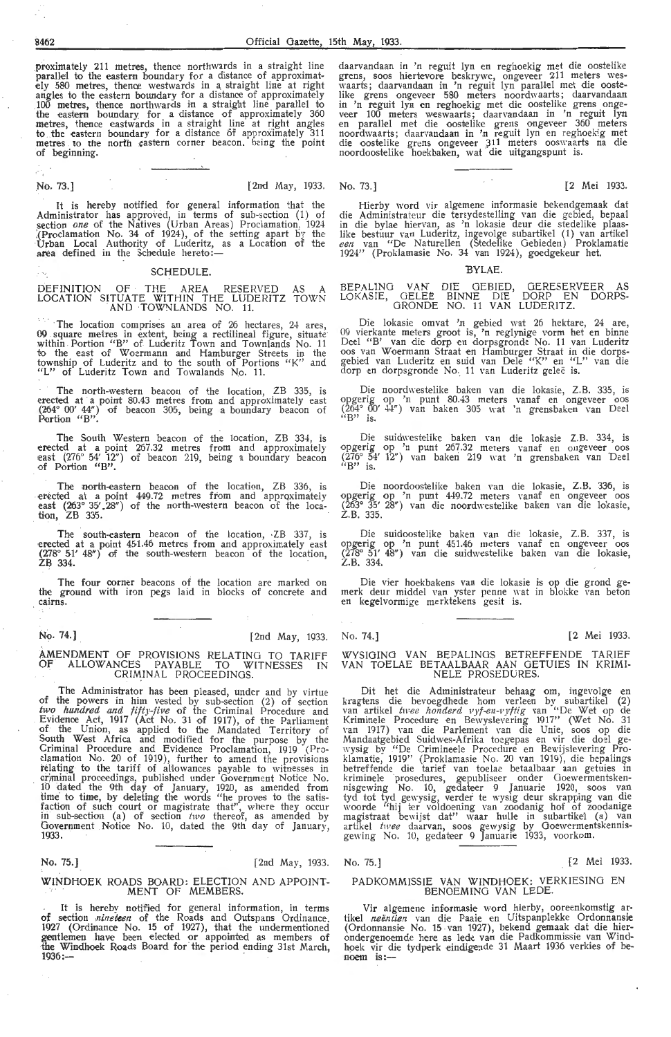proximately 211 metres, thence northwards in a straight line parallel to the eastern boundary for a distance of approximately 580 metres, thence westwards in a straight line at right angles to the eastern boundary for a distance of approximately 100 metres, thence northwards in a straight line parallel to the eastern boundary for a distance of approximately 360 metres, thence eastwards in a straight line at right angles to the eastern boundary for a distance of approximately 311 metres to the north eastern corner beacon, being the point of beginning.

No. 73.] [2nd May, 1933.

It is hereby notified for general information that the Administrator has approved, in terms of sub-section (1) of section *one* of the Natives (Urban Areas) Proclamation, 1924 (Proclamation No. 34 of 1924), of the setting apart by the Urban Local Authority of Luderitz, as a Location of the area defined in the Schedule hereto:—

## SCHEDULE.

### DEFINITION OF THE AREA RESERVED AS A LOCATION SITUATE WITHIN THE LUDERITZ TOWN AND TOWNLANDS NO. 11.

The location comprises an area of 26 hectares, 24 ares, 09 square metres in extent, being a rectilineal figure, situate within Portion "B" of Luderitz Town and Townlands No. 11 to the east of Woermann and Hamburger Streets in the township of Luderitz and to the south of Portions "K" and "L" of Luderitz Town and Townlands No. 11.

The north-western beacon of the location, ZB 335, is erected at a point 80.43 metres from and approximately east (264° 00' 44") of beacon 305, being a boundary beacon of Portion "B".

The South Western beacon of the location, ZB 334, is erected at a point 267.32 metres from and approximately east (276° 54' 12") of beacon 219, being a boundary beacon of Portion "B".

The north-eastern beacon of the location, ZB 336, is erected at a point 449.72 metres from and approximately east (263° 35'.28") of the north-western beacon of the location, ZB 335.

The south-eastern beacon of the location, ZB 337, is erected at a point 451.46 metres from and approximately east (278° 51' 48") of the south-western beacon of the location, ZB 334.

The four corner beacons of the location are marked on the ground with iron pegs laid in blocks of concrete and cairns.

No. 74.] [2nd May, 1933.

### AMENDMENT OF PROVISIONS RELATING TO TARIFF OF ALLOWANCES PAYABLE TO WITNESSES IN CRIMINAL PROCEEDINGS.

The Administrator has been pleased, under and by virtue of the powers in him vested by sub-section (2) of section *two hundred and fifty-five* of the Criminal Procedure and Evidence Act, 1917 (Act No. 31 of 1917), of the Parliament of the Union, as applied to the Mandated Territory of South West Africa and modified for the purpose by the Criminal Procedure and Evidence Proclamation, 1919 (Proclamation No. 20 of 1919), further to amend the provisions relating to the tariff of allowances payable to witnesses in criminal proceedings, published under Government Notice No. 10 dated the 9th day of January, 1920, as amended from time to time, by deleting the words "he proves to the satisfaction of such court or magistrate that", where they occur in sub-section (a) of section *two* thereof, as amended by Government Notice No. 10, dated the 9th day of January, 1933.

No. 75.] [2nd May, 1933.

### WINDHOEK ROADS BOARD: ELECTION AND APPOINTMENT OF MEMBERS.

It is hereby notified for general information, in terms of section *nineteen* of the Roads and Outspans Ordinance, 1927 (Ordinance No. 15 of 1927), that the undermentioned gentlemen have been elected or appointed as members of the Windhoek Roads Board for the period ending 31st March, 1936:—

daarvandaan in 'n reguit lyn en reghoekig met die oostelike grens, soos hiertevore beskrywe, ongeveer 211 meters weswaarts; daarvandaan in 'n reguit lyn parallel met die oostelike grens ongeveer 580 meters noordwaarts; daarvandaan in 'n reguit lyn en reghoekig met die oostelike grens ongeveer 100 meters weswaarts; daarvandaan in 'n reguit lyn en parallel met die oostelike grens ongeveer 360 meters noordwaarts; daarvandaan in 'n reguit lyn en reghoekig met die oostelike grens ongeveer 311 meters ooswaarts na die noordoostelike hoekbaken, wat die uitgangspunt is.

No. 73.] [2 Mei 1933.

Hierby word vir algemene informasie bekendgemaak dat die Administrateur die tersydestelling van die gebied, bepaal in die bylae hiervan, as 'n lokasie deur die stedelike plaaslike bestuur van Luderitz, ingevolge subartikel (1) van artikel *een* van "De Naturellen (Stedelike Gebieden) Proklamatie 1924" (Proklamasie No. 34 van 1924), goedgekeur het.

## BYLAE.

### BEPALING VAN DIE GEBIED, GERESERVEER AS LOKASIE, GELEË BINNE DIE DORP EN DORPSGRONDE NO. 11 VAN LUDERITZ.

Die lokasie omvat 'n gebied wat 26 hektare, 24 are, 09 vierkante meters groot is, 'n reglynige vorm het en binne Deel "B" van die dorp en dorpsgronde No. 11 van Luderitz oos van Woermann Straat en Hamburger Straat in die dorpsgebied van Luderitz en suid van Dele "K" en "L" van die dorp en dorpsgronde No. 11 van Luderitz geleë is.

Die noordwestelike baken van die lokasie, Z.B. 335, is opgerig op 'n punt 80.43 meters vanaf en ongeveer oos (264° 00' 44") van baken 305 wat 'n grensbaken van Deel "B" is.

Die suidwestelike baken van die lokasie Z.B. 334, is opgerig op 'n punt 267.32 meters vanaf en ongeveer oos (276° 54' 12") van baken 219 wat 'n grensbaken van Deel "B" is.

Die noordoostelike baken van die lokasie, Z.B. 336, is opgerig op 'n punt 449.72 meters vanaf en ongeveer oos (263° 35' 28") van die noordwestelike baken van die lokasie, Z.B. 335.

Die suidoostelike baken van die lokasie, Z.B. 337, is opgerig op 'n punt 451.46 meters vanaf en ongeveer oos (278° 51' 48") van die suidwestelike baken van die lokasie, Z.B. 334.

Die vier hoekbakens van die lokasie is op die grond gemerk deur middel van yster penne wat in blokke van beton en kegelvormige merktekens gesit is.

No. 74.] [2 Mei 1933.

### WYSIGING VAN BEPALINGS BETREFFENDE TARIEF VAN TOELAE BETAALBAAR AAN GETUIES IN KRIMINELE PROSEDURES.

Dit het die Administrateur behaag om, ingevolge en kragtens die bevoegdhede hom verleen by subartikel (2) van artikel *twee honderd vyf-en-vyftig* van "De Wet op de Kriminele Procedure en Bewyslevering 1917" (Wet No. 31 van 1917) van die Parlement van die Unie, soos op die Mandaatgebied Suidwes-Afrika toegepas en vir die doel gewysig by "De Crimineele Procedure en Bewijslevering Proklamatie, 1919" (Proklamasie No. 20 van 1919), die bepalings betreffende die tarief van toelae betaalbaar aan getuies in kriminele prosedures, gepubliseer onder Goewermentskennisgewing No. 10, gedateer 9 Januarie 1920, soos van tyd tot tyd gewysig, verder te wysig deur skrapping van die woorde "hij ter voldoening van zoodanig hof of zoodanige magistraat bewijst dat" waar hulle in subartikel (a) van artikel *twee* daarvan, soos gewysig by Goewermentskennisgewing No. 10, gedateer 9 Januarie 1933, voorkom.

No. 75.] [2 Mei 1933.

### PADKOMMISSIE VAN WINDHOEK: VERKIESING EN BENOEMING VAN LEDE.

Vir algemene informasie word hierby, ooreenkomstig artikel *neëntien* van die Paaie en Uitspanplekke Ordonnansie (Ordonnansie No. 15 van 1927), bekend gemaak dat die hierondergenoemde here as lede van die Padkommissie van Windhoek vir die tydperk eindigende 31 Maart 1936 verkies of benoem is:—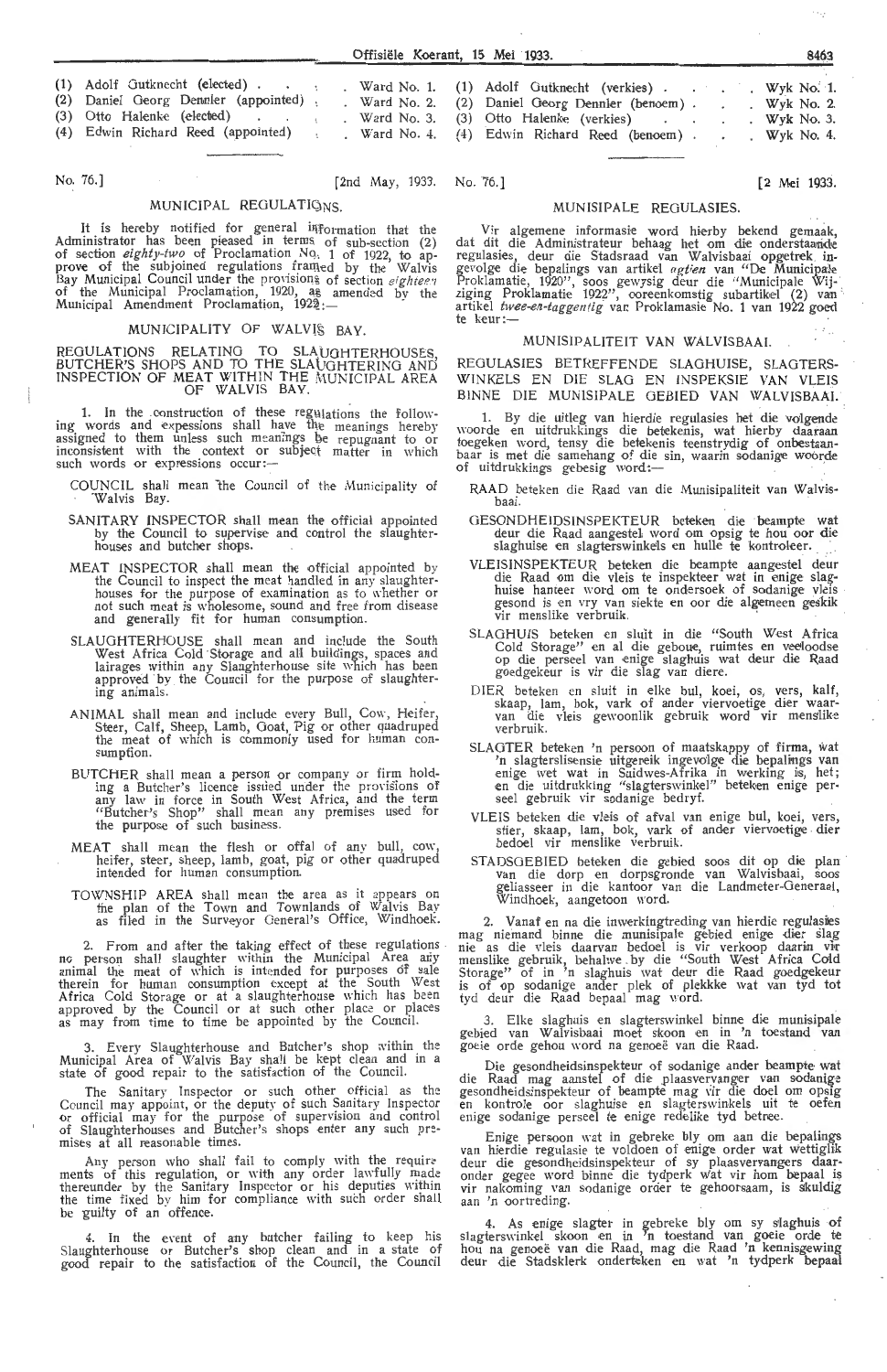(1) Adolf Gutknecht (elected) . . . Ward No. 1.
(2) Daniel Georg Denmler (appointed) . . Ward No. 2.
(3) Otto Halenke (elected) . . . Ward No. 3.
(4) Edwin Richard Reed (appointed) . . Ward No. 4.

No. 76.] [2nd May, 1933.

## MUNICIPAL REGULATIONS.

It is hereby notified for general information that the Administrator has been pleased in terms of sub-section (2) of section *eighty-two* of Proclamation No. 1 of 1922, to approve of the subjoined regulations framed by the Walvis Bay Municipal Council under the provisions of section *eighteen* of the Municipal Proclamation, 1920, as amended by the Municipal Amendment Proclamation, 1922:—

### MUNICIPALITY OF WALVIS BAY.

### REGULATIONS RELATING TO SLAUGHTERHOUSES, BUTCHER'S SHOPS AND TO THE SLAUGHTERING AND INSPECTION OF MEAT WITHIN THE MUNICIPAL AREA OF WALVIS BAY.

1. In the construction of these regulations the following words and expressions shall have the meanings hereby assigned to them unless such meanings be repugnant to or inconsistent with the context or subject matter in which such words or expressions occur:—

COUNCIL shall mean the Council of the Municipality of Walvis Bay.

SANITARY INSPECTOR shall mean the official appointed by the Council to supervise and control the slaughterhouses and butcher shops.

MEAT INSPECTOR shall mean the official appointed by the Council to inspect the meat handled in any slaughterhouses for the purpose of examination as to whether or not such meat is wholesome, sound and free from disease and generally fit for human consumption.

SLAUGHTERHOUSE shall mean and include the South West Africa Cold Storage and all buildings, spaces and lairages within any Slaughterhouse site which has been approved by the Council for the purpose of slaughtering animals.

ANIMAL shall mean and include every Bull, Cow, Heifer, Steer, Calf, Sheep, Lamb, Goat, Pig or other quadruped the meat of which is commonly used for human consumption.

BUTCHER shall mean a person or company or firm holding a Butcher's licence issued under the provisions of any law in force in South West Africa, and the term "Butcher's Shop" shall mean any premises used for the purpose of such business.

MEAT shall mean the flesh or offal of any bull, cow, heifer, steer, sheep, lamb, goat, pig or other quadruped intended for human consumption.

TOWNSHIP AREA shall mean the area as it appears on the plan of the Town and Townlands of Walvis Bay as filed in the Surveyor General's Office, Windhoek.

2. From and after the taking effect of these regulations no person shall slaughter within the Municipal Area any animal the meat of which is intended for purposes of sale therein for human consumption except at the South West Africa Cold Storage or at a slaughterhouse which has been approved by the Council or at such other place or places as may from time to time be appointed by the Council.

3. Every Slaughterhouse and Butcher's shop within the Municipal Area of Walvis Bay shall be kept clean and in a state of good repair to the satisfaction of the Council.

The Sanitary Inspector or such other official as the Council may appoint, or the deputy of such Sanitary Inspector or official may for the purpose of supervision and control of Slaughterhouses and Butcher's shops enter any such premises at all reasonable times.

Any person who shall fail to comply with the requirements of this regulation, or with any order lawfully made thereunder by the Sanitary Inspector or his deputies within the time fixed by him for compliance with such order shall be guilty of an offence.

4. In the event of any butcher failing to keep his Slaughterhouse or Butcher's shop clean and in a state of good repair to the satisfaction of the Council, the Council

(1) Adolf Gutknecht (verkies) . . . . Wyk No. 1.
(2) Daniel Georg Dennler (benoem) . . . Wyk No. 2.
(3) Otto Halenke (verkies) . . . . Wyk No. 3.
(4) Edwin Richard Reed (benoem) . . . Wyk No. 4.

No. 76.] [2 Mei 1933.

## MUNISIPALE REGULASIES.

Vir algemene informasie word hierby bekend gemaak, dat dit die Administrateur behaag het om die onderstaande regulasies, deur die Stadsraad van Walvisbaai opgetrek ingevolge die bepalings van artikel *agtien* van "De Municipale Proklamatie, 1920", soos gewysig deur die "Municipale Wijziging Proklamatie 1922", ooreenkomstig subartikel (2) van artikel *twee-en-taggentig* van Proklamasie No. 1 van 1922 goed te keur:—

### MUNISIPALITEIT VAN WALVISBAAI.

### REGULASIES BETREFFENDE SLAGHUISE, SLAGTERSWINKELS EN DIE SLAG EN INSPEKSIE VAN VLEIS BINNE DIE MUNISIPALE GEBIED VAN WALVISBAAI.

1. By die uitleg van hierdie regulasies het die volgende woorde en uitdrukkings die betekenis, wat hierby daaraan toegeken word, tensy die betekenis teenstrydig of onbestaanbaar is met die samehang of die sin, waarin sodanige woorde of uitdrukkings gebesig word:—

RAAD beteken die Raad van die Munisipaliteit van Walvisbaai.

GESONDHEIDSINSPEKTEUR beteken die beampte wat deur die Raad aangestel word om opsig te hou oor die slaghuise en slagterswinkels en hulle te kontroleer.

VLEISINSPEKTEUR beteken die beampte aangestel deur die Raad om die vleis te inspekteer wat in enige slaghuise hanteer word om te ondersoek of sodanige vleis gesond is en vry van siekte en oor die algemeen geskik vir menslike verbruik.

SLAGHUIS beteken en sluit in die "South West Africa Cold Storage" en al die geboue, ruimtes en veeloodse op die perseel van enige slaghuis wat deur die Raad goedgekeur is vir die slag van diere.

DIER beteken en sluit in elke bul, koei, os, vers, kalf, skaap, lam, bok, vark of ander viervoetige dier waarvan die vleis gewoonlik gebruik word vir menslike verbruik.

SLAGTER beteken 'n persoon of maatskappy of firma, wat 'n slagterslisensie uitgereik ingevolge die bepalings van enige wet wat in Suidwes-Afrika in werking is, het; en die uitdrukking "slagterswinkel" beteken enige perseel gebruik vir sodanige bedryf.

VLEIS beteken die vleis of afval van enige bul, koei, vers, stier, skaap, lam, bok, vark of ander viervoetige dier bedoel vir menslike verbruik.

STADSGEBIED beteken die gebied soos dit op die plan van die dorp en dorpsgronde van Walvisbaai, soos geliasseer in die kantoor van die Landmeter-Generaal, Windhoek, aangetoon word.

2. Vanaf en na die inwerkingtreding van hierdie regulasies mag niemand binne die munisipale gebied enige dier slag nie as die vleis daarvan bedoel is vir verkoop daarin vir menslike gebruik, behalwe by die "South West Africa Cold Storage" of in 'n slaghuis wat deur die Raad goedgekeur is of op sodanige ander plek of plekke wat van tyd tot tyd deur die Raad bepaal mag word.

3. Elke slaghuis en slagterswinkel binne die munisipale gebied van Walvisbaai moet skoon en in 'n toestand van goeie orde gehou word na genoeë van die Raad.

Die gesondheidsinspekteur of sodanige ander beampte wat die Raad mag aanstel of die plaasvervanger van sodanige gesondheidsinspekteur of beampte mag vir die doel om opsig en kontrole oor slaghuise en slagterswinkels uit te oefen enige sodanige perseel te enige redelike tyd betree.

Enige persoon wat in gebreke bly om aan die bepalings van hierdie regulasie te voldoen of enige order wat wettiglik deur die gesondheidsinspekteur of sy plaasvervangers daaronder gegee word binne die tydperk wat vir hom bepaal is vir nakoming van sodanige order te gehoorsaam, is skuldig aan 'n oortreding.

4. As enige slagter in gebreke bly om sy slaghuis of slagterswinkel skoon en in 'n toestand van goeie orde te hou na genoeë van die Raad, mag die Raad 'n kennisgewing deur die Stadsklerk onderteken en wat 'n tydperk bepaal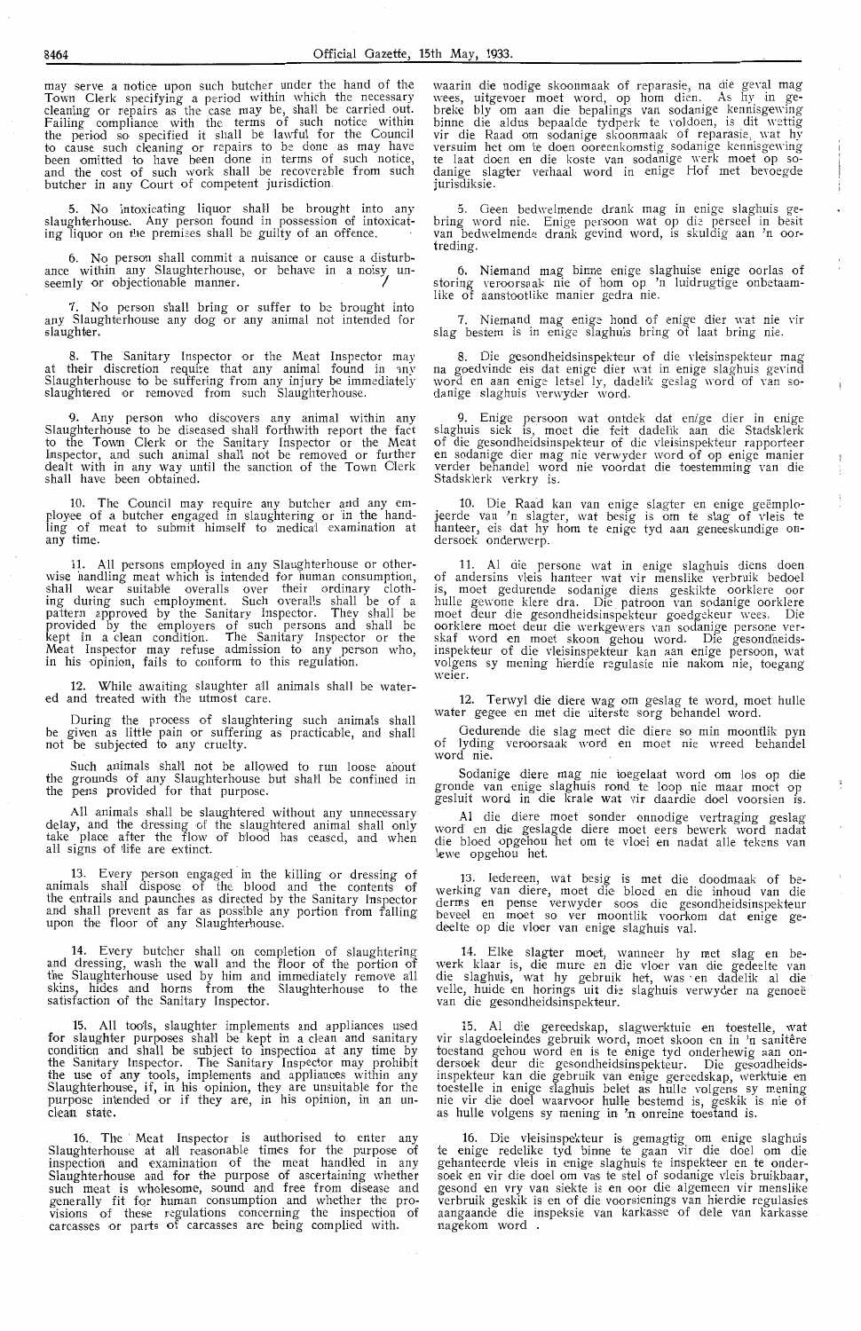may serve a notice upon such butcher under the hand of the Town Clerk specifying a period within which the necessary cleaning or repairs as the case may be, shall be carried out. Failing compliance with the terms of such notice within the period so specified it shall be lawful for the Council to cause such cleaning or repairs to be done as may have been omitted to have been done in terms of such notice, and the cost of such work shall be recoverable from such butcher in any Court of competent jurisdiction.

5. No intoxicating liquor shall be brought into any slaughterhouse. Any person found in possession of intoxicating liquor on the premises shall be guilty of an offence.

6. No person shall commit a nuisance or cause a disturbance within any Slaughterhouse, or behave in a noisy unseemly or objectionable manner.

7. No person shall bring or suffer to be brought into any Slaughterhouse any dog or any animal not intended for slaughter.

8. The Sanitary Inspector or the Meat Inspector may at their discretion require that any animal found in any Slaughterhouse to be suffering from any injury be immediately slaughtered or removed from such Slaughterhouse.

9. Any person who discovers any animal within any Slaughterhouse to be diseased shall forthwith report the fact to the Town Clerk or the Sanitary Inspector or the Meat Inspector, and such animal shall not be removed or further dealt with in any way until the sanction of the Town Clerk shall have been obtained.

10. The Council may require any butcher and any employee of a butcher engaged in slaughtering or in the handling of meat to submit himself to medical examination at any time.

11. All persons employed in any Slaughterhouse or otherwise handling meat which is intended for human consumption, shall wear suitable overalls over their ordinary clothing during such employment. Such overalls shall be of a pattern approved by the Sanitary Inspector. They shall be provided by the employers of such persons and shall be kept in a clean condition. The Sanitary Inspector or the Meat Inspector may refuse admission to any person who, in his opinion, fails to conform to this regulation.

12. While awaiting slaughter all animals shall be watered and treated with the utmost care.

During the process of slaughtering such animals shall be given as little pain or suffering as practicable, and shall not be subjected to any cruelty.

Such animals shall not be allowed to run loose about the grounds of any Slaughterhouse but shall be confined in the pens provided for that purpose.

All animals shall be slaughtered without any unnecessary delay, and the dressing of the slaughtered animal shall only take place after the flow of blood has ceased, and when all signs of life are extinct.

13. Every person engaged in the killing or dressing of animals shall dispose of the blood and the contents of the entrails and paunches as directed by the Sanitary Inspector and shall prevent as far as possible any portion from falling upon the floor of any Slaughterhouse.

14. Every butcher shall on completion of slaughtering and dressing, wash the wall and the floor of the portion of the Slaughterhouse used by him and immediately remove all skins, hides and horns from the Slaughterhouse to the satisfaction of the Sanitary Inspector.

15. All tools, slaughter implements and appliances used for slaughter purposes shall be kept in a clean and sanitary condition and shall be subject to inspection at any time by the Sanitary Inspector. The Sanitary Inspector may prohibit the use of any tools, implements and appliances within any Slaughterhouse, if, in his opinion, they are unsuitable for the purpose intended or if they are, in his opinion, in an unclean state.

16. The Meat Inspector is authorised to enter any Slaughterhouse at all reasonable times for the purpose of inspection and examination of the meat handled in any Slaughterhouse and for the purpose of ascertaining whether such meat is wholesome, sound and free from disease and generally fit for human consumption and whether the provisions of these regulations concerning the inspection of carcasses or parts of carcasses are being complied with.

waarin die nodige skoonmaak of reparasie, na die geval mag wees, uitgevoer moet word, op hom dien. As hy in gebreke bly om aan die bepalings van sodanige kennisgewing binne die aldus bepaalde tydperk te voldoen, is dit wettig vir die Raad om sodanige skoonmaak of reparasie, wat hy versuim het om te doen ooreenkomstig sodanige kennisgewing te laat doen en die koste van sodanige werk moet op sodanige slagter verhaal word in enige Hof met bevoegde jurisdiksie.

5. Geen bedwelmende drank mag in enige slaghuis gebring word nie. Enige persoon wat op die perseel in besit van bedwelmende drank gevind word, is skuldig aan 'n oortreding.

6. Niemand mag binne enige slaghuise enige oorlas of storing veroorsaak nie of hom op 'n luidrugtige onbetaamlike of aanstootlike manier gedra nie.

7. Niemand mag enige hond of enige dier wat nie vir slag bestem is in enige slaghuis bring of laat bring nie.

8. Die gesondheidsinspekteur of die vleisinspekteur mag na goedvinde eis dat enige dier wat in enige slaghuis gevind word en aan enige letsel ly, dadelik geslag word of van sodanige slaghuis verwyder word.

9. Enige persoon wat ontdek dat enige dier in enige slaghuis siek is, moet die feit dadelik aan die Stadsklerk of die gesondheidsinspekteur of die vleisinspekteur rapporteer en sodanige dier mag nie verwyder word of op enige manier verder behandel word nie voordat die toestemming van die Stadsklerk verkry is.

10. Die Raad kan van enige slagter en enige geëmplojeerde van 'n slagter, wat besig is om te slag of vleis te hanteer, eis dat hy hom te enige tyd aan geneeskundige ondersoek onderwerp.

11. Al die persone wat in enige slaghuis diens doen of andersins vleis hanteer wat vir menslike verbruik bedoel is, moet gedurende sodanige diens geskikte oorklere oor hulle gewone klere dra. Die patroon van sodanige oorklere moet deur die gesondheidsinspekteur goedgekeur wees. Die oorklere moet deur die werkgewers van sodanige persone verskaf word en moet skoon gehou word. Die gesondheidsinspekteur of die vleisinspekteur kan aan enige persoon, wat volgens sy mening hierdie regulasie nie nakom nie, toegang weier.

12. Terwyl die diere wag om geslag te word, moet hulle water gegee en met die uiterste sorg behandel word.

Gedurende die slag moet die diere so min moontlik pyn of lyding veroorsaak word en moet nie wreed behandel word nie.

Sodanige diere mag nie toegelaat word om los op die gronde van enige slaghuis rond te loop nie maar moet op gesluit word in die krale wat vir daardie doel voorsien is.

Al die diere moet sonder onnodige vertraging geslag word en die geslagde diere moet eers bewerk word nadat die bloed opgehou het om te vloei en nadat alle tekens van lewe opgehou het.

13. Iedereen, wat besig is met die doodmaak of bewerking van diere, moet die bloed en die inhoud van die derms en pense verwyder soos die gesondheidsinspekteur beveel en moet so ver moontlik voorkom dat enige gedeelte op die vloer van enige slaghuis val.

14. Elke slagter moet, wanneer hy met slag en bewerk klaar is, die mure en die vloer van die gedeelte van die slaghuis, wat hy gebruik het, was en dadelik al die velle, huide en horings uit die slaghuis verwyder na genoeë van die gesondheidsinspekteur.

15. Al die gereedskap, slagwerktuie en toestelle, wat vir slagdoeleindes gebruik word, moet skoon en in 'n sanitêre toestand gehou word en is te enige tyd onderhewig aan ondersoek deur die gesondheidsinspekteur. Die gesondheidsinspekteur kan die gebruik van enige gereedskap, werktuie en toestelle in enige slaghuis belet as hulle volgens sy mening nie vir die doel waarvoor hulle bestemd is, geskik is nie of as hulle volgens sy mening in 'n onreine toestand is.

16. Die vleisinspekteur is gemagtig om enige slaghuis te enige redelike tyd binne te gaan vir die doel om die gehanteerde vleis in enige slaghuis te inspekteer en te ondersoek en vir die doel om vas te stel of sodanige vleis bruikbaar, gesond en vry van siekte is en oor die algemeen vir menslike verbruik geskik is en of die voorsienings van hierdie regulasies aangaande die inspeksie van karkasse of dele van karkasse nagekom word.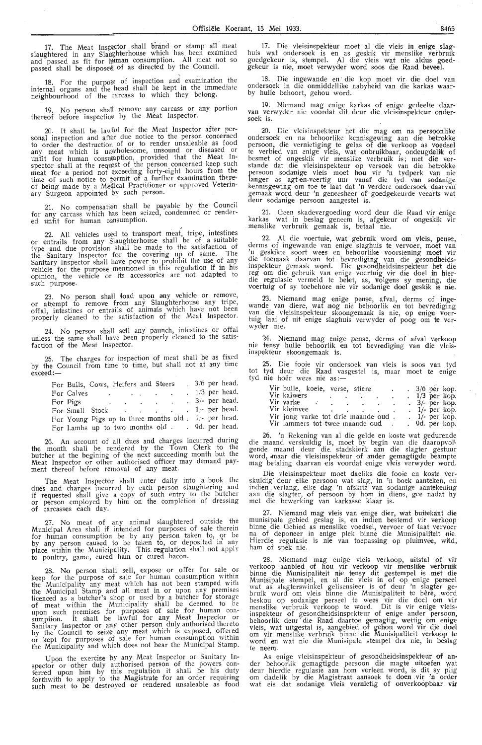17. The Meat Inspector shall brand or stamp all meat slaughtered in any Slaughterhouse which has been examined and passed as fit for human consumption. All meat not so passed shall be disposed of as directed by the Council.

18. For the purpose of inspection and examination the internal organs and the head shall be kept in the immediate neighbourhood of the carcass to which they belong.

19. No person shall remove any carcass or any portion thereof before inspection by the Meat Inspector.

20. It shall be lawful for the Meat Inspector after personal inspection and after due notice to the person concerned to order the destruction of or to render unsaleable as food any meat which is unwholesome, unsound or diseased or unfit for human consumption, provided that the Meat Inspector shall at the request of the person concerned keep such meat for a period not exceeding forty-eight hours from the time of such notice to permit of a further examination thereof being made by a Medical Practitioner or approved Veterinary Surgeon appointed by such person.

21. No compensation shall be payable by the Council for any carcass which has been seized, condemned or rendered unfit for human consumption.

22. All vehicles used to transport meat, tripe, intestines or entrails from any Slaughterhouse shall be of a suitable type and due provision shall be made to the satisfaction of the Sanitary Inspector for the covering up of same. The Sanitary Inspector shall have power to prohibit the use of any vehicle for the purpose mentioned in this regulation if in his opinion, the vehicle or its accessories are not adapted to such purpose.

23. No person shall load upon any vehicle or remove, or attempt to remove from any Slaughterhouse any tripe, offal, intestines or entrails of animals which have not been properly cleaned to the satisfaction of the Meat Inspector.

24. No person shall sell any paunch, intestines or offal unless the same shall have been properly cleaned to the satisfaction of the Meat Inspector.

25. The charges for inspection of meat shall be as fixed by the Council from time to time, but shall not at any time exceed:—

| | |
|---|---|
| For Bulls, Cows, Heifers and Steers | 3/6 per head. |
| For Calves | 1/3 per head. |
| For Pigs | 3/- per head. |
| For Small Stock | 1/- per head. |
| For Young Pigs up to three months old | 1/- per head. |
| For Lambs up to two months old | 9d. per head. |

26. An account of all dues and charges incurred during the month shall be rendered by the Town Clerk to the butcher at the begining of the next succeeding month but the Meat Inspector or other authorised officer may demand payment thereof before removal of any meat.

The Meat Inspector shall enter daily into a book the dues and charges incurred by each person slaughtering and if requested shall give a copy of such entry to the butcher or person employed by him on the completion of dressing of carcasses each day.

27. No meat of any animal slaughtered outside the Municipal Area shall if intended for purposes of sale therein for human consumption be by any person taken to, or be by any person caused to be taken to, or deposited in any place within the Municipality. This regulation shall not apply to poultry, game, cured ham or cured bacon.

28. No person shall sell, expose or offer for sale or keep for the purpose of sale for human consumption within the Municipality any meat which has not been stamped with the Municipal Stamp and all meat in or upon any premises licenced as a butcher's shop or used by a butcher for storage of meat within the Municipality shall be deemed to be upon such premises for purposes of sale for human consumption. It shall be lawful for any Meat Inspector or Sanitary Inspector or any other person duly authorised thereto by the Council to seize any meat which is exposed, offered or kept for purposes of sale for human consumption within the Municipality and which does not bear the Municipal Stamp.

Upon the exercise by any Meat Inspector or Sanitary Inspector or other duly authorised person of the powers conferred upon him by this regulation it shall be his duty forthwith to apply to the Magistrate for an order requiring such meat to be destroyed or rendered unsaleable as food

17. Die vleisinspekteur moet al die vleis in enige slaghuis wat ondersoek is en as geskik vir menslike verbruik goedgekeur is, stempel. Al die vleis wat nie aldus goedgekeur is nie, moet verwyder word soos die Raad beveel.

18. Die ingewande en die kop moet vir die doel van ondersoek in die onmiddellike nabyheid van die karkas waarby hulle behoort, gehou word.

19. Niemand mag enige karkas of enige gedeelte daarvan verwyder nie voordat dit deur die vleisinspekteur ondersoek is.

20. Die vleisinspekteur het die mag om na persoonlike ondersoek en na behoorlike kennisgewing aan die betrokke persoon, die vernietiging te gelas of die verkoop as voedsel te verbied van enige vleis, wat onbruikbaar, ondeugdelik of besmet of ongeskik vir menslike verbruik is; met die verstande dat die vleisinspekteur op versoek van die betrokke persoon sodanige vleis moet hou vir 'n tydperk van nie langer as agt-en-veertig uur vanaf die tyd van sodanige kennisgewing om toe te laat dat 'n verdere ondersoek daarvan gemaak word deur 'n geneesheer of goedgekeurde veearts wat deur sodanige persoon aangestel is.

21. Geen skadevergoeding word deur die Raad vir enige karkas wat in beslag geneem is, afgekeur of ongeskik vir menslike verbruik gemaak is, betaal nie.

22. Al die voertuie, wat gebruik word om vleis, pense, derms of ingewande van enige slaghuis te vervoer, moet van 'n geskikte soort wees en behoorlike voorsiening moet vir die toemaak daarvan tot bevrediging van die gesondheidsinspekteur gemaak word. Die gesondheidsinspekteur het die reg om die gebruik van enige voertuig vir die doel in hierdie regulasie vermeld te belet, as, volgens sy mening, die voertuig of sy toebehore nie vir sodanige doel geskik is nie.

23. Niemand mag enige pense, afval, derms of ingewande van diere, wat nog nie behoorlik en tot bevrediging van die vleisinspekteur skoongemaak is nie, op enige voertuig laai of uit enige slaghuis verwyder of poog om te verwyder nie.

24. Niemand mag enige pense, derms of afval verkoop nie tensy hulle behoorlik en tot bevrediging van die vleisinspekteur skoongemaak is.

25. Die fooie vir ondersoek van vleis is soos van tyd tot tyd deur die Raad vasgestel is, maar moet te enige tyd nie hoër wees nie as:—

| | |
|---|---|
| Vir bulle, koeie, verse, stiere | 3/6 per kop. |
| Vir kalwers | 1/3 per kop. |
| Vir varke | 3/- per kop. |
| Vir kleinvee | 1/- per kop. |
| Vir jong varke tot drie maande oud | 1/- per kop. |
| Vir lammers tot twee maande oud | 9d. per kop. |

26. 'n Rekening van al die gelde en koste wat gedurende die maand verskuldig is, moet by begin van die daaropvolgende maand deur die stadsklerk aan die slagter gestuur word, maar die vleisinspekteur of ander gemagtigde beampte mag betaling daarvan eis voordat enige vleis verwyder word.

Die vleisinspekteur moet daeliks die fooie en koste verskuldig deur elke persoon wat slag, in 'n boek aanteken, en indien verlang, elke dag 'n afskrif van sodanige aantekening aan die slagter, of persoon by hom in diens, gee nadat hy met die bewerking van karkasse klaar is.

27. Niemand mag vleis van enige dier, wat buitekant die munisipale gebied geslag is, en indien bestemd vir verkoop binne die Gebied as menslike voedsel, vervoer of laat vervoer na of deponeer in enige plek binne die Munisipaliteit nie. Hierdie regulasie is nie van toepassing op pluimvee, wild, ham of spek nie.

28. Niemand mag enige vleis verkoop, uitstal of vir verkoop aanbied of hou vir verkoop vir menslike verbruik binne die Munisipaliteit nie tensy dit gestempel is met die Munisipale stempel, en al die vleis in of op enige perseel wat as slagterswinkel gelisensieer is of deur 'n slagter gebruik word om vleis binne die Munisipaliteit te bêre, word beskou op sodanige perseel te wees vir die doel om vir menslike verbruik verkoop te word. Dit is vir enige vleisinspekteur of gesondheidsinspekteur of enige ander persoon, behoorlik deur die Raad daartoe gemagtig, wettig om enige vleis, wat uitgestal is, aangebied of gehou word vir die doel om vir menslike verbruik binne die Munisipaliteit verkoop te word en wat nie die Munisipale stempel dra nie, in beslag te neem.

As enige vleisinspekteur of gesondheidsinspekteur of ander behoorlik gemagtigde persoon die magte uitoefen wat deur hierdie regulasie aan hom verleen word, is dit sy plig om dadelik by die Magistraat aansoek te doen vir 'n order wat eis dat sodanige vleis vernietig of onverkoopbaar vir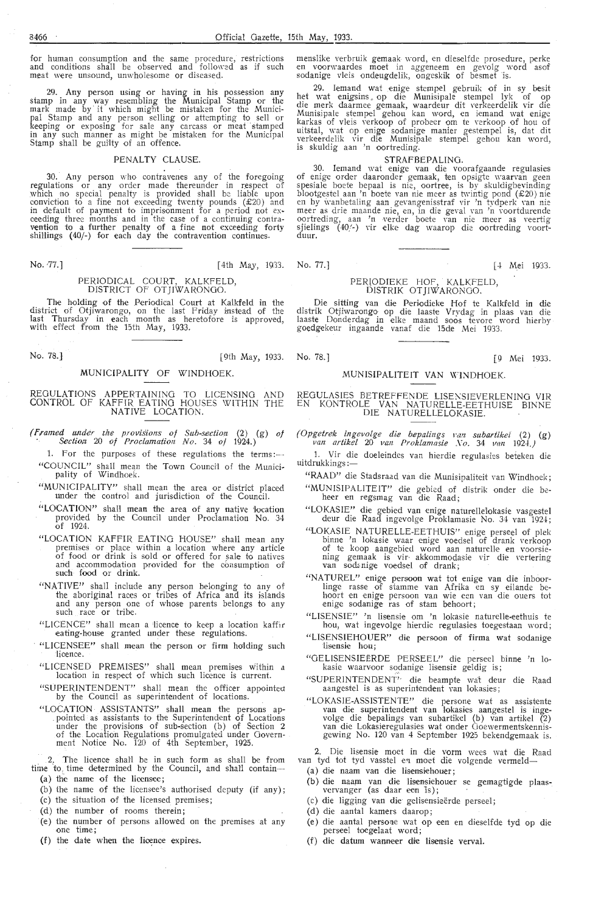for human consumption and the same procedure, restrictions and conditions shall be observed and followed as if such meat were unsound, unwholesome or diseased.

29. Any person using or having in his possession any stamp in any way resembling the Municipal Stamp or the mark made by it which might be mistaken for the Municipal Stamp and any person selling or attempting to sell or keeping or exposing for sale any carcass or meat stamped in any such manner as might be mistaken for the Municipal Stamp shall be guilty of an offence.

### PENALTY CLAUSE.

30. Any person who contravenes any of the foregoing regulations or any order made thereunder in respect of which no special penalty is provided shall be liable upon conviction to a fine not exceeding twenty pounds (£20) and in default of payment to imprisonment for a period not exceeding three months and in the case of a continuing contravention to a further penalty of a fine not exceeding forty shillings (40/-) for each day the contravention continues.

menslike verbruik gemaak word, en dieselfde prosedure, perke en voorwaardes moet in aggeneem en gevolg word asof sodanige vleis ondeugdelik, ongeskik of besmet is.

29. Iemand wat enige stempel gebruik of in sy besit het wat enigsins op die Munisipale stempel lyk of op die merk daarmee gemaak, waardeur dit verkeerdelik vir die Munisipale stempel gehou kan word, en iemand wat enige karkas of vleis verkoop of probeer om te verkoop of hou of uitstal, wat op enige sodanige manier gestempel is, dat dit verkeerdelik vir die Munisipale stempel gehou kan word, is skuldig aan 'n oortreding.

### STRAFBEPALING.

30. Iemand wat enige van die voorafgaande regulasies of enige order daaronder gemaak, ten opsigte waarvan geen spesiale boete bepaal is nie, oortree, is by skuldigbevinding blootgestel aan 'n boete van nie meer as twintig pond (£20) nie en by wanbetaling aan gevangenisstraf vir 'n tydperk van nie meer as drie maande nie, en, in die geval van 'n voortdurende oortreding, aan 'n verder boete van nie meer as veertig sjielings (40/-) vir elke dag waarop die oortreding voortduur.

---

No. 77.] [4th May, 1933.

## PERIODICAL COURT, KALKFELD, DISTRICT OF OTJIWARONGO.

The holding of the Periodical Court at Kalkfeld in the district of Otjiwarongo, on the last Friday instead of the last Thursday in each month as heretofore is approved, with effect from the 15th May, 1933.

No. 77.] [4 Mei 1933.

## PERIODIEKE HOF, KALKFELD, DISTRIK OTJIWARONGO.

Die sitting van die Periodieke Hof te Kalkfeld in die distrik Otjiwarongo op die laaste Vrydag in plaas van die laaste Donderdag in elke maand soos tevore word hierby goedgekeur ingaande vanaf die 15de Mei 1933.

---

No. 78.] [9th May, 1933.

## MUNICIPALITY OF WINDHOEK.

### REGULATIONS APPERTAINING TO LICENSING AND CONTROL OF KAFFIR EATING HOUSES WITHIN THE NATIVE LOCATION.

*(Framed under the provisions of Sub-section (2) (g) of Section 20 of Proclamation No. 34 of 1924.)*

1. For the purposes of these regulations the terms:—

"COUNCIL" shall mean the Town Council of the Municipality of Windhoek.

"MUNICIPALITY" shall mean the area or district placed under the control and jurisdiction of the Council.

"LOCATION" shall mean the area of any native location provided by the Council under Proclamation No. 34 of 1924.

"LOCATION KAFFIR EATING HOUSE" shall mean any premises or place within a location where any article of food or drink is sold or offered for sale to natives and accommodation provided for the consumption of such food or drink.

"NATIVE" shall include any person belonging to any of the aboriginal races or tribes of Africa and its islands and any person one of whose parents belongs to any such race or tribe.

"LICENCE" shall mean a licence to keep a location kaffir eating-house granted under these regulations.

"LICENSEE" shall mean the person or firm holding such licence.

"LICENSED PREMISES" shall mean premises within a location in respect of which such licence is current.

"SUPERINTENDENT" shall mean the officer appointed by the Council as superintendent of locations.

"LOCATION ASSISTANTS" shall mean the persons appointed as assistants to the Superintendent of Locations under the provisions of sub-section (b) of Section 2 of the Location Regulations promulgated under Government Notice No. 120 of 4th September, 1925.

2. The licence shall be in such form as shall be from time to time determined by the Council, and shall contain—

(a) the name of the licensee;

(b) the name of the licensee's authorised deputy (if any);

(c) the situation of the licensed premises;

(d) the number of rooms therein;

(e) the number of persons allowed on the premises at any one time;

(f) the date when the licence expires.

No. 78.] [9 Mei 1933.

## MUNISIPALITEIT VAN WINDHOEK.

### REGULASIES BETREFFENDE LISENSIEVERLENING VIR EN KONTROLE VAN NATURELLE-EETHUISE BINNE DIE NATURELLELOKASIE.

*(Opgetrek ingevolge die bepalings van subartikel (2) (g) van artikel 20 van Proklamasie No. 34 van 1924.)*

1. Vir die doeleindes van hierdie regulasies beteken die uitdrukkings:—

"RAAD" die Stadsraad van die Munisipaliteit van Windhoek;

"MUNISIPALITEIT" die gebied of distrik onder die beheer en regsmag van die Raad;

"LOKASIE" die gebied van enige naturellelokasie vasgestel deur die Raad ingevolge Proklamasie No. 34 van 1924;

"LOKASIE NATURELLE-EETHUIS" enige perseel of plek binne 'n lokasie waar enige voedsel of drank verkoop of te koop aangebied word aan naturelle en voorsiening gemaak is vir akkommodasie vir die vertering van sodanige voedsel of drank;

"NATUREL" enige persoon wat tot enige van die inboorlinge rasse of stamme van Afrika en sy eilande behoort en enige persoon van wie een van die ouers tot enige sodanige ras of stam behoort;

"LISENSIE" 'n lisensie om 'n lokasie naturelle-eethuis te hou, wat ingevolge hierdie regulasies toegestaan word;

"LISENSIEHOUER" die persoon of firma wat sodanige lisensie hou;

"GELISENSIEËRDE PERSEEL" die perseel binne 'n lokasie waarvoor sodanige lisensie geldig is;

"SUPERINTENDENT" die beampte wat deur die Raad aangestel is as superintendent van lokasies;

"LOKASIE-ASSISTENTE" die persone wat as assistente van die superintendent van lokasies aangestel is ingevolge die bepalings van subartikel (b) van artikel (2) van die Lokasieregulasies wat onder Goewermentskennisgewing No. 120 van 4 September 1925 bekendgemaak is.

2. Die lisensie moet in die vorm wees wat die Raad van tyd tot tyd vasstel en moet die volgende vermeld—

(a) die naam van die lisensiehouer;

(b) die naam van die lisensiehouer se gemagtigde plaasvervanger (as daar een is);

(c) die ligging van die gelisensieërde perseel;

(d) die aantal kamers daarop;

(e) die aantal persone wat op een en dieselfde tyd op die perseel toegelaat word;

(f) die datum wanneer die lisensie verval.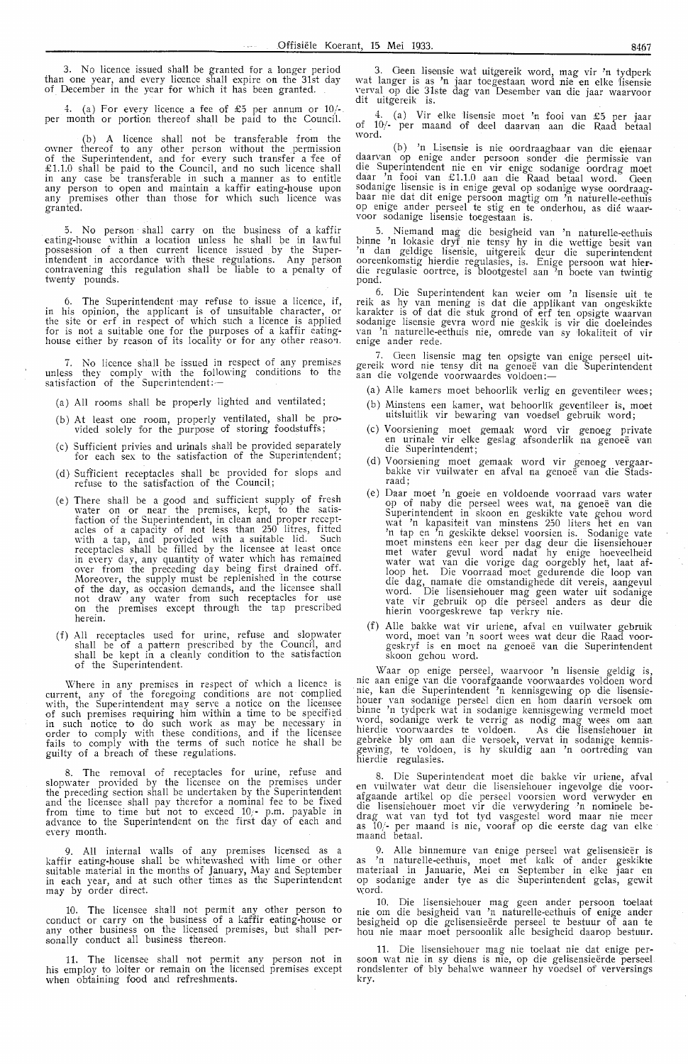3. No licence issued shall be granted for a longer period than one year, and every licence shall expire on the 31st day of December in the year for which it has been granted.

4. (a) For every licence a fee of £5 per annum or 10/- per month or portion thereof shall be paid to the Council.

(b) A licence shall not be transferable from the owner thereof to any other person without the permission of the Superintendent, and for every such transfer a fee of £1.1.0 shall be paid to the Council, and no such licence shall in any case be transferable in such a manner as to entitle any person to open and maintain a kaffir eating-house upon any premises other than those for which such licence was granted.

5. No person shall carry on the business of a kaffir eating-house within a location unless he shall be in lawful possession of a then current licence issued by the Superintendent in accordance with these regulations. Any person contravening this regulation shall be liable to a penalty of twenty pounds.

6. The Superintendent may refuse to issue a licence, if, in his opinion, the applicant is of unsuitable character, or the site or erf in respect of which such a licence is applied for is not a suitable one for the purposes of a kaffir eating-house either by reason of its locality or for any other reason.

7. No licence shall be issued in respect of any premises unless they comply with the following conditions to the satisfaction of the Superintendent:—

(a) All rooms shall be properly lighted and ventilated;

(b) At least one room, properly ventilated, shall be provided solely for the purpose of storing foodstuffs;

(c) Sufficient privies and urinals shall be provided separately for each sex to the satisfaction of the Superintendent;

(d) Sufficient receptacles shall be provided for slops and refuse to the satisfaction of the Council;

(e) There shall be a good and sufficient supply of fresh water on or near the premises, kept, to the satisfaction of the Superintendent, in clean and proper receptacles of a capacity of not less than 250 litres, fitted with a tap, and provided with a suitable lid. Such receptacles shall be filled by the licensee at least once in every day, any quantity of water which has remained over from the preceding day being first drained off. Moreover, the supply must be replenished in the course of the day, as occasion demands, and the licensee shall not draw any water from such receptacles for use on the premises except through the tap prescribed herein.

(f) All receptacles used for urine, refuse and slopwater shall be of a pattern prescribed by the Council, and shall be kept in a cleanly condition to the satisfaction of the Superintendent.

Where in any premises in respect of which a licence is current, any of the foregoing conditions are not complied with, the Superintendent may serve a notice on the licensee of such premises requiring him within a time to be specified in such notice to do such work as may be necessary in order to comply with these conditions, and if the licensee fails to comply with the terms of such notice he shall be guilty of a breach of these regulations.

8. The removal of receptacles for urine, refuse and slopwater provided by the licensee on the premises under the preceding section shall be undertaken by the Superintendent and the licensee shall pay therefor a nominal fee to be fixed from time to time but not to exceed 10/- p.m. payable in advance to the Superintendent on the first day of each and every month.

9. All internal walls of any premises licensed as a kaffir eating-house shall be whitewashed with lime or other suitable material in the months of January, May and September in each year, and at such other times as the Superintendent may by order direct.

10. The licensee shall not permit any other person to conduct or carry on the business of a kaffir eating-house or any other business on the licensed premises, but shall personally conduct all business thereon.

11. The licensee shall not permit any person not in his employ to loiter or remain on the licensed premises except when obtaining food and refreshments.

3. Geen lisensie wat uitgereik word, mag vir 'n tydperk wat langer is as 'n jaar toegestaan word nie en elke lisensie verval op die 31ste dag van Desember van die jaar waarvoor dit uitgereik is.

4. (a) Vir elke lisensie moet 'n fooi van £5 per jaar of 10/- per maand of deel daarvan aan die Raad betaal word.

(b) 'n Lisensie is nie oordraagbaar van die eienaar daarvan op enige ander persoon sonder die permissie van die Superintendent nie en vir enige sodanige oordrag moet daar 'n fooi van £1.1.0 aan die Raad betaal word. Geen sodanige lisensie is in enige geval op sodanige wyse oordraagbaar nie dat dit enige persoon magtig om 'n naturelle-eethuis op enige ander perseel te stig en te onderhou, as dié waarvoor sodanige lisensie toegestaan is.

5. Niemand mag die besigheid van 'n naturelle-eethuis binne 'n lokasie dryf nie tensy hy in die wettige besit van 'n dan geldige lisensie, uitgereik deur die superintendent ooreenkomstig hierdie regulasies, is. Enige persoon wat hierdie regulasie oortree, is blootgestel aan 'n boete van twintig pond.

6. Die Superintendent kan weier om 'n lisensie uit te reik as hy van mening is dat die applikant van ongeskikte karakter is of dat die stuk grond of erf ten opsigte waarvan sodanige lisensie gevra word nie geskik is vir die doeleindes van 'n naturelle-eethuis nie, omrede van sy lokaliteit of vir enige ander rede.

7. Geen lisensie mag ten opsigte van enige perseel uitgereik word nie tensy dit na genoeë van die Superintendent aan die volgende voorwaardes voldoen:—

(a) Alle kamers moet behoorlik verlig en geventileer wees;

(b) Minstens een kamer, wat behoorlik geventileer is, moet uitsluitlik vir bewaring van voedsel gebruik word;

(c) Voorsiening moet gemaak word vir genoeg private en urinale vir elke geslag afsonderlik na genoeë van die Superintendent;

(d) Voorsiening moet gemaak word vir genoeg vergaarbakke vir vuilwater en afval na genoeë van die Stadsraad;

(e) Daar moet 'n goeie en voldoende voorraad vars water op of naby die perseel wees wat, na genoeë van die Superintendent in skoon en geskikte vate gehou word wat 'n kapasiteit van minstens 250 liters het en van 'n tap en 'n geskikte deksel voorsien is. Sodanige vate moet minstens een keer per dag deur die lisensiehouer met water gevul word nadat hy enige hoeveelheid water wat van die vorige dag oorgebly het, laat afloop het. Die voorraad moet gedurende die loop van die dag, namate die omstandighede dit vereis, aangevul word. Die lisensiehouer mag geen water uit sodanige vate vir gebruik op die perseel anders as deur die hierin voorgeskrewe tap verkry nie.

(f) Alle bakke wat vir uriene, afval en vuilwater gebruik word, moet van 'n soort wees wat deur die Raad voorgeskryf is en moet na genoeë van die Superintendent skoon gehou word.

Waar op enige perseel, waarvoor 'n lisensie geldig is, nie aan enige van die voorafgaande voorwaardes voldoen word nie, kan die Superintendent 'n kennisgewing op die lisensiehouer van sodanige perseel dien en hom daarin versoek om binne 'n tydperk wat in sodanige kennisgewing vermeld moet word, sodanige werk te verrig as nodig mag wees om aan hierdie voorwaardes te voldoen. As die lisensiehouer in gebreke bly om aan die versoek, vervat in sodanige kennisgewing, te voldoen, is hy skuldig aan 'n oortreding van hierdie regulasies.

8. Die Superintendent moet die bakke vir uriene, afval en vuilwater wat deur die lisensiehouer ingevolge die voorafgaande artikel op die perseel voorsien word verwyder en die lisensiehouer moet vir die verwydering 'n nominele bedrag wat van tyd tot tyd vasgestel word maar nie meer as 10/- per maand is nie, vooraf op die eerste dag van elke maand betaal.

9. Alle binnemure van enige perseel wat gelisensieër is as 'n naturelle-eethuis, moet met kalk of ander geskikte materiaal in Januarie, Mei en September in elke jaar en op sodanige ander tye as die Superintendent gelas, gewit word.

10. Die lisensiehouer mag geen ander persoon toelaat nie om die besigheid van 'n naturelle-eethuis of enige ander besigheid op die gelisensieërde perseel te bestuur of aan te hou nie maar moet persoonlik alle besigheid daarop bestuur.

11. Die lisensiehouer mag nie toelaat nie dat enige persoon wat nie in sy diens is nie, op die gelisensieërde perseel rondslenter of bly behalwe wanneer hy voedsel of verversings kry.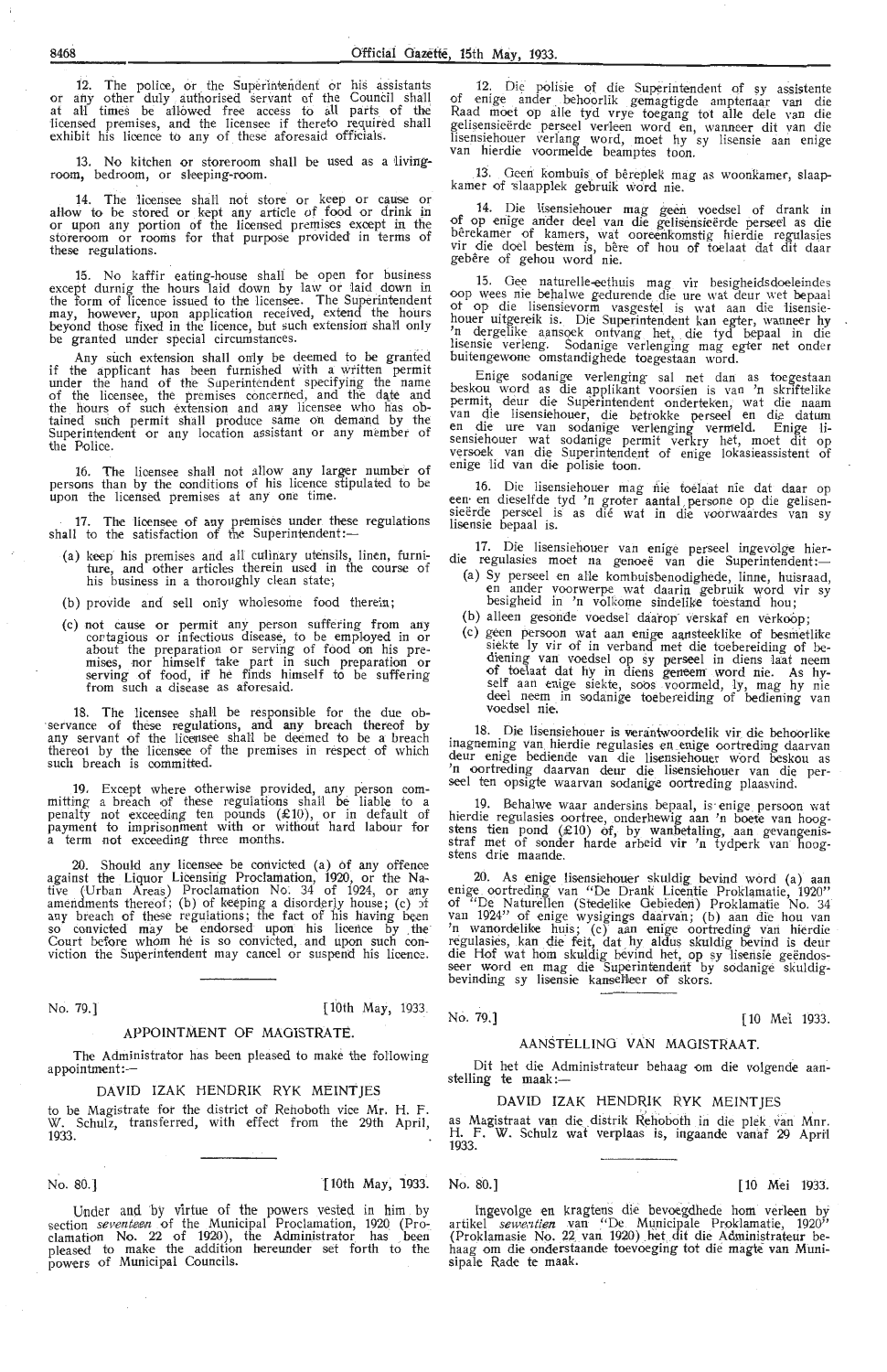12. The police, or the Superintendent or his assistants or any other duly authorised servant of the Council shall at all times be allowed free access to all parts of the licensed premises, and the licensee if thereto required shall exhibit his licence to any of these aforesaid officials.

13. No kitchen or storeroom shall be used as a living-room, bedroom, or sleeping-room.

14. The licensee shall not store or keep or cause or allow to be stored or kept any article of food or drink in or upon any portion of the licensed premises except in the storeroom or rooms for that purpose provided in terms of these regulations.

15. No kaffir eating-house shall be open for business except durnig the hours laid down by law or laid down in the form of licence issued to the licensee. The Superintendent may, however, upon application received, extend the hours beyond those fixed in the licence, but such extension shall only be granted under special circumstances.

Any such extension shall only be deemed to be granted if the applicant has been furnished with a written permit under the hand of the Superintendent specifying the name of the licensee, the premises concerned, and the date and the hours of such extension and any licensee who has obtained such permit shall produce same on demand by the Superintendent or any location assistant or any member of the Police.

16. The licensee shall not allow any larger number of persons than by the conditions of his licence stipulated to be upon the licensed premises at any one time.

17. The licensee of any premises under these regulations shall to the satisfaction of the Superintendent:—

(a) keep his premises and all culinary utensils, linen, furniture, and other articles therein used in the course of his business in a thoroughly clean state;

(b) provide and sell only wholesome food therein;

(c) not cause or permit any person suffering from any contagious or infectious disease, to be employed in or about the preparation or serving of food on his premises, nor himself take part in such preparation or serving of food, if he finds himself to be suffering from such a disease as aforesaid.

18. The licensee shall be responsible for the due observance of these regulations, and any breach thereof by any servant of the licensee shall be deemed to be a breach thereof by the licensee of the premises in respect of which such breach is committed.

19. Except where otherwise provided, any person committing a breach of these regulations shall be liable to a penalty not exceeding ten pounds (£10), or in default of payment to imprisonment with or without hard labour for a term not exceeding three months.

20. Should any licensee be convicted (a) of any offence against the Liquor Licensing Proclamation, 1920, or the Native (Urban Areas) Proclamation No. 34 of 1924, or any amendments thereof; (b) of keeping a disorderly house; (c) of any breach of these regulations; the fact of his having been so convicted may be endorsed upon his licence by the Court before whom he is so convicted, and upon such conviction the Superintendent may cancel or suspend his licence.

---

No. 79.] [10th May, 1933.

## APPOINTMENT OF MAGISTRATE.

The Administrator has been pleased to make the following appointment:—

DAVID IZAK HENDRIK RYK MEINTJES

to be Magistrate for the district of Rehoboth vice Mr. H. F. W. Schulz, transferred, with effect from the 29th April, 1933.

---

No. 80.] [10th May, 1933.

Under and by virtue of the powers vested in him by section *seventeen* of the Municipal Proclamation, 1920 (Proclamation No. 22 of 1920), the Administrator has been pleased to make the addition hereunder set forth to the powers of Municipal Councils.

---

12. Die polisie of die Superintendent of sy assistente of enige ander behoorlik gemagtigde amptenaar van die Raad moet op alle tyd vrye toegang tot alle dele van die gelisensieërde perseel verleen word en, wanneer dit van die lisensiehouer verlang word, moet hy sy lisensie aan enige van hierdie voormelde beamptes toon.

13. Geen kombuis of bêreplek mag as woonkamer, slaapkamer of slaapplek gebruik word nie.

14. Die lisensiehouer mag geen voedsel of drank in of op enige ander deel van die gelisensieërde perseel as die bêrekamer of kamers, wat ooreenkomstig hierdie regulasies vir die doel bestem is, bêre of hou of toelaat dat dit daar gebêre of gehou word nie.

15. Gee naturelle-eethuis mag vir besigheidsdoeleindes oop wees nie behalwe gedurende die ure wat deur wet bepaal of op die lisensievorm vasgestel is wat aan die lisensiehouer uitgereik is. Die Superintendent kan egter, wanneer hy 'n dergelike aansoek ontvang het, die tyd bepaal in die lisensie verleng. Sodanige verlenging mag egter net onder buitengewone omstandighede toegestaan word.

Enige sodanige verlenging sal net dan as toegestaan beskou word as die applikant voorsien is van 'n skriftelike permit, deur die Superintendent onderteken, wat die naam van die lisensiehouer, die betrokke perseel en die datum en die ure van sodanige verlenging vermeld. Enige lisensiehouer wat sodanige permit verkry het, moet dit op versoek van die Superintendent of enige lokasieassistent of enige lid van die polisie toon.

16. Die lisensiehouer mag nie toelaat nie dat daar op een en dieselfde tyd 'n groter aantal persone op die gelisensieërde perseel is as dié wat in die voorwaardes van sy lisensie bepaal is.

17. Die lisensiehouer van enige perseel ingevolge hierdie regulasies moet na genoeë van die Superintendent:—

(a) Sy perseel en alle kombuisbenodighede, linne, huisraad, en ander voorwerpe wat daarin gebruik word vir sy besigheid in 'n volkome sindelike toestand hou;

(b) alleen gesonde voedsel daarop verskaf en verkoop;

(c) geen persoon wat aan enige aansteeklike of besmetlike siekte ly vir of in verband met die toebereiding of bediening van voedsel op sy perseel in diens laat neem of toelaat dat hy in diens geneem word nie. As hyself aan enige siekte, soos voormeld, ly, mag hy nie deel neem in sodanige toebereiding of bediening van voedsel nie.

18. Die lisensiehouer is verantwoordelik vir die behoorlike inagneming van hierdie regulasies en enige oortreding daarvan deur enige bediende van die lisensiehouer word beskou as 'n oortreding daarvan deur die lisensiehouer van die perseel ten opsigte waarvan sodanige oortreding plaasvind.

19. Behalwe waar andersins bepaal, is enige persoon wat hierdie regulasies oortree, onderhewig aan 'n boete van hoogstens tien pond (£10) of, by wanbetaling, aan gevangenisstraf met of sonder harde arbeid vir 'n tydperk van hoogstens drie maande.

20. As enige lisensiehouer skuldig bevind word (a) aan enige oortreding van "De Drank Licentie Proklamatie, 1920" of "De Naturellen (Stedelike Gebieden) Proklamatie No. 34 van 1924" of enige wysigings daarvan; (b) aan die hou van 'n wanordelike huis; (c) aan enige oortreding van hierdie regulasies, kan die feit, dat hy aldus skuldig bevind is deur die Hof wat hom skuldig bevind het, op sy lisensie geëndosseer word en mag die Superintendent by sodanige skuldigbevinding sy lisensie kanselleer of skors.

---

No. 79.] [10 Mei 1933.

## AANSTELLING VAN MAGISTRAAT.

Dit het die Administrateur behaag om die volgende aanstelling te maak:—

DAVID IZAK HENDRIK RYK MEINTJES

as Magistraat van die distrik Rehoboth in die plek van Mnr. H. F. W. Schulz wat verplaas is, ingaande vanaf 29 April 1933.

---

No. 80.] [10 Mei 1933.

Ingevolge en kragtens die bevoegdhede hom verleen by artikel *sewentien* van "De Municipale Proklamatie, 1920" (Proklamasie No. 22 van 1920) het dit die Administrateur behaag om die onderstaande toevoeging tot die magte van Munisipale Rade te maak.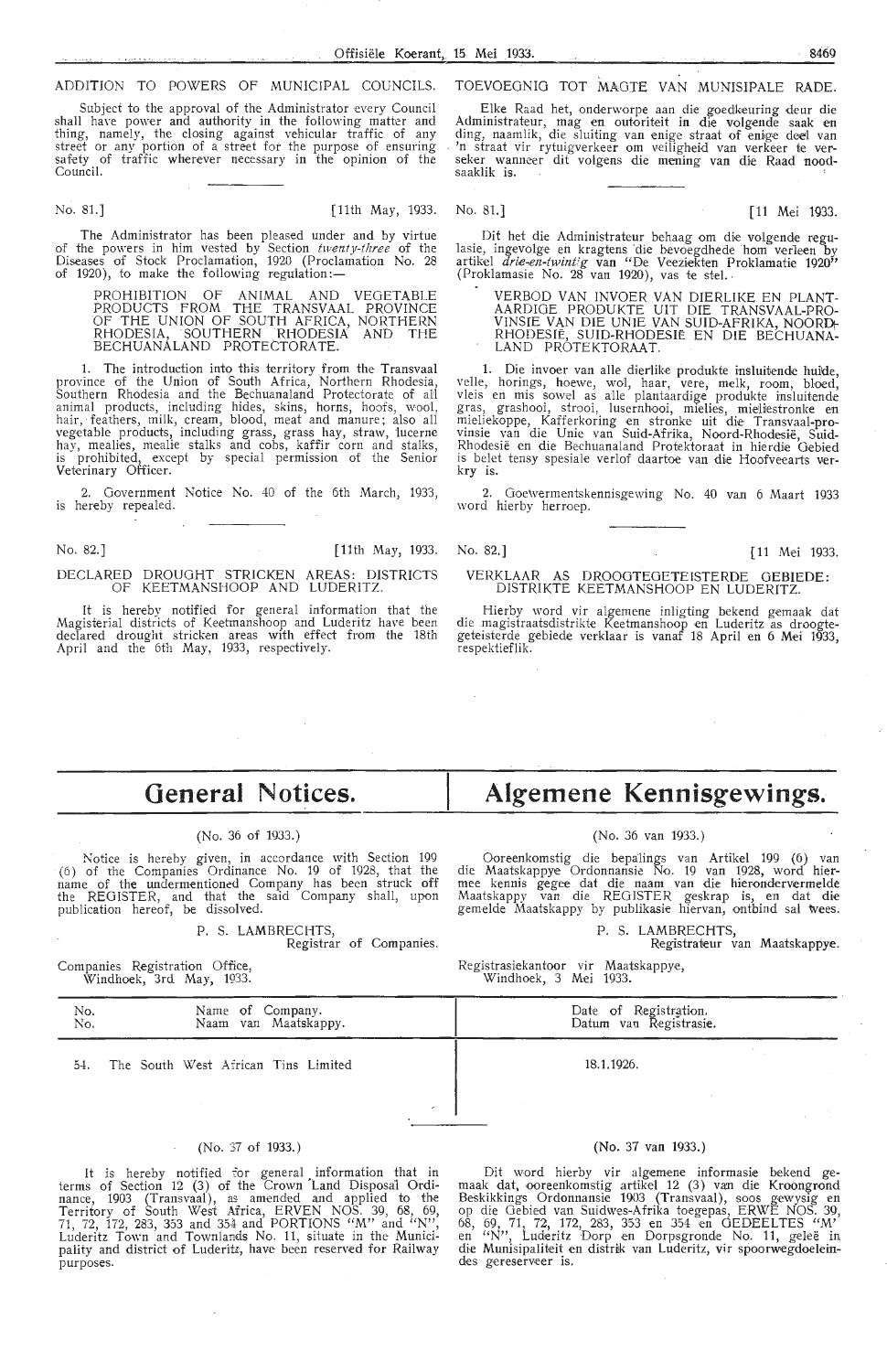ADDITION TO POWERS OF MUNICIPAL COUNCILS.

Subject to the approval of the Administrator every Council shall have power and authority in the following matter and thing, namely, the closing against vehicular traffic of any street or any portion of a street for the purpose of ensuring safety of traffic wherever necessary in the opinion of the Council.

No. 81.] [11th May, 1933.

The Administrator has been pleased under and by virtue of the powers in him vested by Section *twenty-three* of the Diseases of Stock Proclamation, 1920 (Proclamation No. 28 of 1920), to make the following regulation:—

PROHIBITION OF ANIMAL AND VEGETABLE PRODUCTS FROM THE TRANSVAAL PROVINCE OF THE UNION OF SOUTH AFRICA, NORTHERN RHODESIA, SOUTHERN RHODESIA AND THE BECHUANALAND PROTECTORATE.

1. The introduction into this territory from the Transvaal province of the Union of South Africa, Northern Rhodesia, Southern Rhodesia and the Bechuanaland Protectorate of all animal products, including hides, skins, horns, hoofs, wool, hair, feathers, milk, cream, blood, meat and manure; also all vegetable products, including grass, grass hay, straw, lucerne hay, mealies, mealie stalks and cobs, kaffir corn and stalks, is prohibited, except by special permission of the Senior Veterinary Officer.

2. Government Notice No. 40 of the 6th March, 1933, is hereby repealed.

No. 82.] [11th May, 1933.

DECLARED DROUGHT STRICKEN AREAS: DISTRICTS OF KEETMANSHOOP AND LUDERITZ.

It is hereby notified for general information that the Magisterial districts of Keetmanshoop and Luderitz have been declared drought stricken areas with effect from the 18th April and the 6th May, 1933, respectively.

TOEVOEGNIG TOT MAGTE VAN MUNISIPALE RADE.

Elke Raad het, onderworpe aan die goedkeuring deur die Administrateur, mag en outoriteit in die volgende saak en ding, naamlik, die sluiting van enige straat of enige deel van 'n straat vir rytuigverkeer om veiligheid van verkeer te verseker wanneer dit volgens die mening van die Raad noodsaaklik is.

No. 81.] [11 Mei 1933.

Dit het die Administrateur behaag om die volgende regulasie, ingevolge en kragtens die bevoegdhede hom verleen by artikel *drie-en-twintig* van "De Veeziekten Proklamatie 1920" (Proklamasie No. 28 van 1920), vas te stel.

VERBOD VAN INVOER VAN DIERLIKE EN PLANTAARDIGE PRODUKTE UIT DIE TRANSVAAL-PROVINSIE VAN DIE UNIE VAN SUID-AFRIKA, NOORD-RHODESIË, SUID-RHODESIË EN DIE BECHUANALAND PROTEKTORAAT.

1. Die invoer van alle dierlike produkte insluitende huide, velle, horings, hoewe, wol, haar, vere, melk, room, bloed, vleis en mis sowel as alle plantaardige produkte insluitende gras, grashooi, strooi, lusernhooi, mielies, mieliestronke en mieliekoppe, Kafferkoring en stronke uit die Transvaal-provinsie van die Unie van Suid-Afrika, Noord-Rhodesië, Suid-Rhodesië en die Bechuanaland Protektoraat in hierdie Gebied is belet tensy spesiale verlof daartoe van die Hoofveearts verkry is.

2. Goewermentskennisgewing No. 40 van 6 Maart 1933 word hierby herroep.

No. 82.] [11 Mei 1933.

VERKLAAR AS DROOGTEGETEISTERDE GEBIEDE: DISTRIKTE KEETMANSHOOP EN LUDERITZ.

Hierby word vir algemene inligting bekend gemaak dat die magistraatsdistrikte Keetmanshoop en Luderitz as droogtegeteisterde gebiede verklaar is vanaf 18 April en 6 Mei 1933, respektieflik.

# General Notices. / Algemene Kennisgewings.

(No. 36 of 1933.)

Notice is hereby given, in accordance with Section 199 (6) of the Companies Ordinance No. 19 of 1928, that the name of the undermentioned Company has been struck off the REGISTER, and that the said Company shall, upon publication hereof, be dissolved.

P. S. LAMBRECHTS,
Registrar of Companies.

Companies Registration Office,
Windhoek, 3rd May, 1933.

(No. 36 van 1933.)

Ooreenkomstig die bepalings van Artikel 199 (6) van die Maatskappye Ordonnansie No. 19 van 1928, word hiermee kennis gegee dat die naam van die hierondervermelde Maatskappy van die REGISTER geskrap is, en dat die gemelde Maatskappy by publikasie hiervan, ontbind sal wees.

P. S. LAMBRECHTS,
Registrateur van Maatskappye.

Registrasiekantoor vir Maatskappye,
Windhoek, 3 Mei 1933.

| No. / No. | Name of Company. / Naam van Maatskappy. | Date of Registration. / Datum van Registrasie. |
|---|---|---|
| 54. | The South West African Tins Limited | 18.1.1926. |

(No. 37 of 1933.)

It is hereby notified for general information that in terms of Section 12 (3) of the Crown Land Disposal Ordinance, 1903 (Transvaal), as amended and applied to the Territory of South West Africa, ERVEN NOS. 39, 68, 69, 71, 72, 172, 283, 353 and 354 and PORTIONS "M" and "N", Luderitz Town and Townlands No. 11, situate in the Municipality and district of Luderitz, have been reserved for Railway purposes.

(No. 37 van 1933.)

Dit word hierby vir algemene informasie bekend gemaak dat, ooreenkomstig artikel 12 (3) van die Kroongrond Beskikkings Ordonnansie 1903 (Transvaal), soos gewysig en op die Gebied van Suidwes-Afrika toegepas, ERWE NOS. 39, 68, 69, 71, 72, 172, 283, 353 en 354 en GEDEELTES "M" en "N", Luderitz Dorp en Dorpsgronde No. 11, geleë in die Munisipaliteit en distrik van Luderitz, vir spoorwegdoeleindes gereserveer is.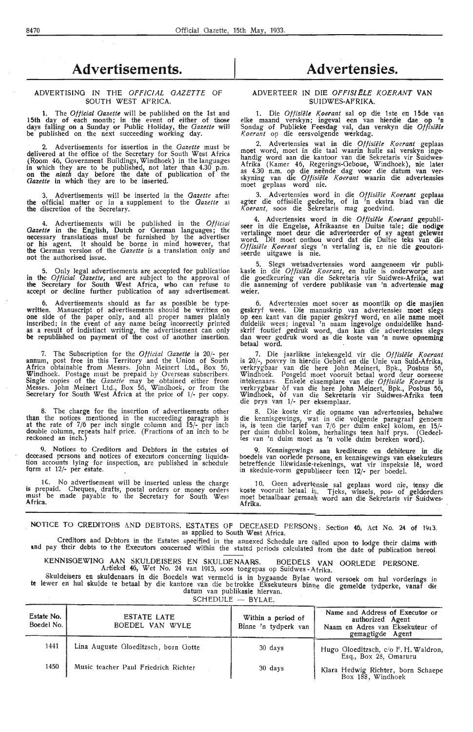# Advertisements.

## ADVERTISING IN THE *OFFICIAL GAZETTE* OF SOUTH WEST AFRICA.

1. The *Official Gazette* will be published on the 1st and 15th day of each month; in the event of either of those days falling on a Sunday or Public Holiday, the *Gazette* will be published on the next succeeding working day.

2. Advertisements for insertion in the *Gazette* must be delivered at the office of the Secretary for South West Africa (Room 46, Government Buildings, Windhoek) in the languages in which they are to be published, not later than 4.30 p.m. on the *ninth* day before the date of publication of the *Gazette* in which they are to be inserted.

3. Advertisements will be inserted in the *Gazette* after the official matter or in a supplement to the *Gazette* at the discretion of the Secretary.

4. Advertisements will be published in the *Official Gazette* in the English, Dutch or German languages; the necessary translations must be furnished by the advertiser or his agent. It should be borne in mind however, that the German version of the *Gazette* is a translation only and not the authorised issue.

5. Only legal advertisements are accepted for publication in the *Official Gazette*, and are subject to the approval of the Secretary for South West Africa, who can refuse to accept or decline further publication of any advertisement.

6. Advertisements should as far as possible be typewritten. Manuscript of advertisements should be written on one side of the paper only, and all proper names plainly inscribed; in the event of any name being incorrectly printed as a result of indistinct writing, the advertisement can only be republished on payment of the cost of another insertion.

7. The Subscription for the *Official Gazette* is 20/- per annum, post free in this Territory and the Union of South Africa obtainable from Messrs. John Meinert Ltd., Box 56, Windhoek. Postage must be prepaid by Overseas subscribers. Single copies of the *Gazette* may be obtained either from Messrs. John Meinert Ltd., Box 56, Windhoek, or from the Secretary for South West Africa at the price of 1/- per copy.

8. The charge for the insertion of advertisements other than the notices mentioned in the succeeding paragraph is at the rate of 7/6 per inch single column and 15/- per inch double column, repeats half price. (Fractions of an inch to be reckoned an inch.)

9. Notices to Creditors and Debtors in the estates of deceased persons and notices of executors concerning liquidation accounts lying for inspection, are published in schedule form at 12/- per estate.

10. No advertisement will be inserted unless the charge is prepaid. Cheques, drafts, postal orders or money orders must be made payable to the Secretary for South West Africa.

# Advertensies.

## ADVERTEER IN DIE *OFFISIËLE KOERANT* VAN SUIDWES-AFRIKA.

1. Die *Offisiële Koerant* sal op die 1ste en 15de van elke maand verskyn; ingeval een van hierdie dae op 'n Sondag of Publieke Feesdag val, dan verskyn die *Offisiële Koerant* op die eersvolgende werkdag.

2. Advertensies wat in die *Offisiële Koerant* geplaas moet word, moet in die taal waarin hulle sal verskyn ingehandig word aan die kantoor van die Sekretaris vir Suidwes-Afrika (Kamer 46, Regerings-Geboue, Windhoek), nie later as 4.30 n.m. op die neënde dag voor die datum van verskyning van die *Offisiële Koerant* waarin die advertensies moet geplaas word nie.

3. Advertensies word in die *Offisiële Koerant* geplaas agter die offisiële gedeelte, of in 'n ekstra blad van die *Koerant*, soos die Sekretaris mag goedvind.

4. Advertensies word in die *Offisiële Koerant* gepubliseer in die Engelse, Afrikaanse en Duitse tale; die nodige vertalinge moet deur die adverteerder of sy agent gelewer word. Dit moet onthou word dat die Duitse teks van die *Offisiële Koerant* slegs 'n vertaling is, en nie die geoutoriseerde uitgawe is nie.

5. Slegs wetsadvertensies word aangeneem vir publikasie in die *Offisiële Koerant*, en hulle is onderworpe aan die goedkeuring van die Sekretaris vir Suidwes-Afrika, wat die aanneming of verdere publikasie van 'n advertensie mag weier.

6. Advertensies moet sover as moontlik op die masjien geskryf wees. Die manuskrip van advertensies moet slegs op een kant van die papier geskryf word, en alle name moet duidelik wees; ingeval 'n naam ingevolge onduidelike handskrif foutief gedruk word, dan kan die advertensies slegs dan weer gedruk word as die koste van 'n nuwe opneming betaal word.

7. Die jaarlikse intekengeld vir die *Offisiële Koerant* is 20/-, posvry in hierdie Gebied en die Unie van Suid-Afrika, verkrygbaar van die here John Meinert, Bpk., Posbus 56, Windhoek. Posgeld moet vooruit betaal word deur oorseese intekenaars. Enkele eksemplare van die *Offisiële Koerant* is verkrygbaar òf van die here John Meinert, Bpk., Posbus 56, Windhoek, òf van die Sekretaris vir Suidwes-Afrika teen die prys van 1/- per eksemplaar.

8. Die koste vir die opname van advertensies, behalwe die kennisgewings, wat in die volgende paragraaf genoem is, is teen die tarief van 7/6 per duim enkel kolom, en 15/- per duim dubbel kolom, herhalings teen half prys. (Gedeeltes van 'n duim moet as 'n volle duim bereken word).

9. Kennisgewings aan krediteure en debiteure in die boedels van oorlede persone, en kennisgewings van eksekuteurs betreffende likwidasie-rekenings, wat vir inspeksie lê, word in skedule-vorm gepubliseer teen 12/- per boedel.

10. Geen advertensie sal geplaas word nie, tensy die koste vooruit betaal is. Tjeks, wissels, pos- of geldorders moet betaalbaar gemaak word aan die Sekretaris vir Suidwes-Afrika.

---

NOTICE TO CREDITORS AND DEBTORS. ESTATES OF DECEASED PERSONS: Section 46, Act No. 24 of 1913, as applied to South West Africa.

Creditors and Debtors in the Estates specified in the annexed Schedule are called upon to lodge their claims with and pay their debts to the Executors concerned within the stated periods calculated from the date of publication hereof.

KENNISGEWING AAN SKULDEISERS EN SKULDENAARS. BOEDELS VAN OORLEDE PERSONE. Artiekel 46, Wet No. 24 van 1913, soos toegepas op Suidwes-Afrika.

Skuldeisers en skuldenaars in die Boedels wat vermeld is in bygaande Bylae word versoek om hul vorderings in te lewer en hul skulde te betaal by die kantore van die betrokke Eksekuteurs binne die gemelde tydperke, vanaf die datum van publikasie hiervan.

SCHEDULE — BYLAE.

| Estate No. Boedel No. | ESTATE LATE BOEDEL VAN WYLE | Within a period of Binne 'n tydperk van | Name and Address of Executor or authorized Agent Naam en Adres van Eksekuteur of gemagtigde Agent |
|---|---|---|---|
| 1441 | Lina Auguste Gloeditzsch, born Gotte | 30 days | Hugo Gloeditzsch, c/o F. H. Waldron, Esq., Box 28, Omaruru |
| 1450 | Music teacher Paul Friedrich Richter | 30 days | Klara Hedwig Richter, born Schaepe Box 188, Windhoek |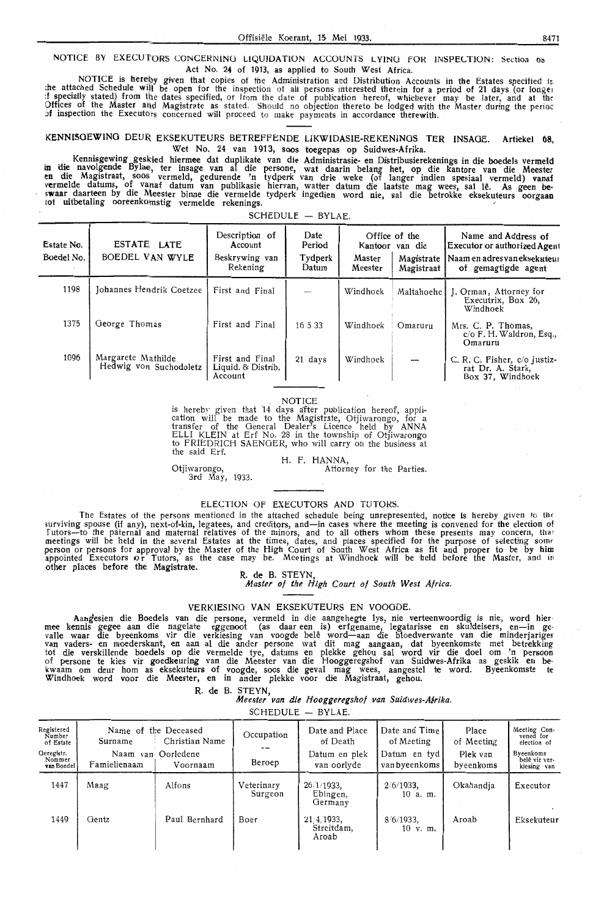## NOTICE BY EXECUTORS CONCERNING LIQUIDATION ACCOUNTS LYING FOR INSPECTION: Section 68 Act No. 24 of 1913, as applied to South West Africa.

NOTICE is hereby given that copies of the Administration and Distribution Accounts in the Estates specified in the attached Schedule will be open for the inspection of all persons interested therein for a period of 21 days (or longer if specially stated) from the dates specified, or from the date of publication hereof, whichever may be later, and at the Offices of the Master and Magistrate as stated. Should no objection thereto be lodged with the Master during the period of inspection the Executors concerned will proceed to make payments in accordance therewith.

## KENNISGEWING DEUR EKSEKUTEURS BETREFFENDE LIKWIDASIE-REKENINGS TER INSAGE. Artiekel 68, Wet No. 24 van 1913, soos toegepas op Suidwes-Afrika.

Kennisgewing geskied hiermee dat duplikate van die Administrasie- en Distribusierekenings in die boedels vermeld in die navolgende Bylae, ter insage van al die persone, wat daarin belang het, op die kantore van die Meester en die Magistraat, soos vermeld, gedurende 'n tydperk van drie weke (of langer indien spesiaal vermeld) vanaf vermelde datums, of vanaf datum van publikasie hiervan, watter datum die laatste mag wees, sal lê. As geen beswaar daarteen by die Meester binne die vermelde tydperk ingedien word nie, sal die betrokke eksekuteurs oorgaan tot uitbetaling ooreenkomstig vermelde rekenings.

SCHEDULE — BYLAE.

| Estate No. / Boedel No. | ESTATE LATE / BOEDEL VAN WYLE | Description of Account / Beskrywing van Rekening | Date Period / Tydperk Datum | Office of the / Kantoor van die: Master / Meester | Magistrate / Magistraat | Name and Address of Executor or authorized Agent / Naam en adres van eksekuteur of gemagtigde agent |
|---|---|---|---|---|---|---|
| 1198 | Johannes Hendrik Coetzee | First and Final | — | Windhoek | Maltahoehe | J. Orman, Attorney for Executrix, Box 26, Windhoek |
| 1375 | George Thomas | First and Final | 16 5 33 | Windhoek | Omaruru | Mrs. C. P. Thomas, c/o F. H. Waldron, Esq., Omaruru |
| 1096 | Margarete Mathilde Hedwig von Suchodoletz | First and Final Liquid. & Distrib. Account | 21 days | Windhoek | — | C. R. C. Fisher, c/o Justizrat Dr. A. Stark, Box 37, Windhoek |

NOTICE

is hereby given that 14 days after publication hereof, application will be made to the Magistrate, Otjiwarongo, for a transfer of the General Dealer's Licence held by ANNA ELLI KLEIN at Erf No. 28 in the township of Otjiwarongo to FRIEDRICH SAENGER, who will carry on the business at the said Erf.

H. F. HANNA,
Attorney for the Parties.

Otjiwarongo,
3rd May, 1933.

## ELECTION OF EXECUTORS AND TUTORS.

The Estates of the persons mentioned in the attached schedule being unrepresented, notice is hereby given to the surviving spouse (if any), next-of-kin, legatees, and creditors, and—in cases where the meeting is convened for the election of Tutors—to the paternal and maternal relatives of the minors, and to all others whom these presents may concern, that meetings will be held in the several Estates at the times, dates, and places specified for the purpose of selecting some person or persons for approval by the Master of the High Court of South West Africa as fit and proper to be by him appointed Executors or Tutors, as the case may be. Meetings at Windhoek will be held before the Master, and in other places before the Magistrate.

R. de B. STEYN,
*Master of the High Court of South West Africa.*

## VERKIESING VAN EKSEKUTEURS EN VOOGDE.

Aangesien die Boedels van die persone, vermeld in die aangehegte lys, nie verteenwoordig is nie, word hiermee kennis gegee aan die nagelate eggenoot (as daar een is) erfgename, legatarisse en skuldeisers, en—in gevalle waar die byeenkoms vir die verkiesing van voogde belê word—aan die bloedverwante van die minderjariges van vaders- en moederskant, en aan al die ander persone wat dit mag aangaan, dat byeenkomste met betrekking tot die verskillende boedels op die vermelde tye, datums en plekke gehou sal word vir die doel om 'n persoon of persone te kies vir goedkeuring van die Meester van die Hooggeregshof van Suidwes-Afrika as geskik en bekwaam om deur hom as eksekuteurs of voogde, soos die geval mag wees, aangestel te word. Byeenkomste te Windhoek word voor die Meester, en in ander plekke voor die Magistraat, gehou.

R. de B. STEYN,
*Meester van die Hooggeregshof van Suidwes-Afrika.*

SCHEDULE — BYLAE.

| Registered Number of Estate / Geregistr. Nommer van Boedel | Name of the Deceased / Naam van Oorledene: Surname / Familienaam | Christian Name / Voornaam | Occupation / Beroep | Date and Place of Death / Datum en plek van oorlyde | Date and Time of Meeting / Datum en tyd van byeenkoms | Place of Meeting / Plek van byeenkoms | Meeting Convened for election of / Byeenkoms belê vir verkiesing van |
|---|---|---|---|---|---|---|---|
| 1447 | Maag | Alfons | Veterinary Surgeon | 26/1/1933, Ebingen, Germany | 2/6/1933, 10 a. m. | Okahandja | Executor |
| 1449 | Gentz | Paul Bernhard | Boer | 21/4/1933, Streitdam, Aroab | 8/6/1933, 10 v. m. | Aroab | Eksekuteur |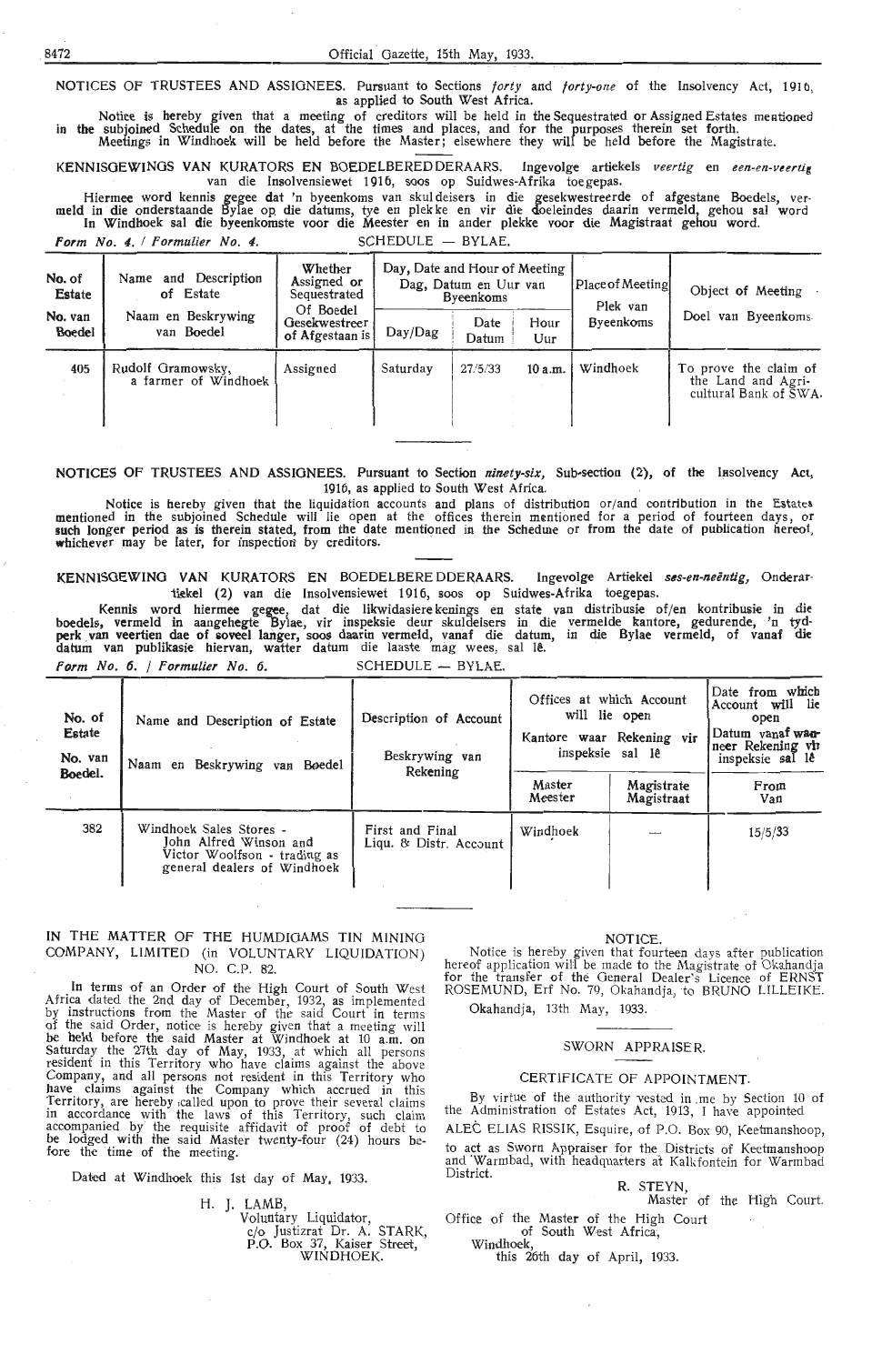NOTICES OF TRUSTEES AND ASSIGNEES. Pursuant to Sections *forty* and *forty-one* of the Insolvency Act, 1916, as applied to South West Africa.

Notice is hereby given that a meeting of creditors will be held in the Sequestrated or Assigned Estates mentioned in the subjoined Schedule on the dates, at the times and places, and for the purposes therein set forth.
Meetings in Windhoek will be held before the Master; elsewhere they will be held before the Magistrate.

KENNISGEWINGS VAN KURATORS EN BOEDELBEREDDERAARS. Ingevolge artiekels *veertig* en *een-en-veertig* van die Insolvensiewet 1916, soos op Suidwes-Afrika toegepas.

Hiermee word kennis gegee dat 'n byeenkoms van skuldeisers in die gesekwestreerde of afgestane Boedels, vermeld in die onderstaande Bylae op die datums, tye en plekke en vir die doeleindes daarin vermeld, gehou sal word
In Windhoek sal die byeenkomste voor die Meester en in ander plekke voor die Magistraat gehou word.

*Form No. 4. / Formulier No. 4.* SCHEDULE — BYLAE.

| No. of Estate / No. van Boedel | Name and Description of Estate / Naam en Beskrywing van Boedel | Whether Assigned or Sequestrated / Of Boedel Gesekwestreer of Afgestaan is | Day, Date and Hour of Meeting / Dag, Datum en Uur van Byeenkoms | | | Place of Meeting / Plek van Byeenkoms | Object of Meeting / Doel van Byeenkoms |
|---|---|---|---|---|---|---|---|
| | | | Day/Dag | Date / Datum | Hour / Uur | | |
| 405 | Rudolf Gramowsky, a farmer of Windhoek | Assigned | Saturday | 27/5/33 | 10 a.m. | Windhoek | To prove the claim of the Land and Agricultural Bank of SWA. |

NOTICES OF TRUSTEES AND ASSIGNEES. Pursuant to Section *ninety-six,* Sub-section (2), of the Insolvency Act, 1916, as applied to South West Africa.

Notice is hereby given that the liquidation accounts and plans of distribution or/and contribution in the Estates mentioned in the subjoined Schedule will lie open at the offices therein mentioned for a period of fourteen days, or such longer period as is therein stated, from the date mentioned in the Schedule or from the date of publication hereof, whichever may be later, for inspection by creditors.

KENNISGEWING VAN KURATORS EN BOEDELBEREDDERAARS. Ingevolge Artiekel *ses-en-neëntig,* Onderartiekel (2) van die Insolvensiewet 1916, soos op Suidwes-Afrika toegepas.

Kennis word hiermee gegee, dat die likwidasierekenings en state van distribusie of/en kontribusie in die boedels, vermeld in aangehegte Bylae, vir inspeksie deur skuldeisers in die vermelde kantore, gedurende, 'n tydperk van veertien dae of soveel langer, soos daarin vermeld, vanaf die datum, in die Bylae vermeld, of vanaf die datum van publikasie hiervan, watter datum die laaste mag wees, sal lê.

*Form No. 6. / Formulier No. 6.* SCHEDULE — BYLAE.

| No. of Estate / No. van Boedel. | Name and Description of Estate / Naam en Beskrywing van Boedel | Description of Account / Beskrywing van Rekening | Offices at which Account will lie open / Kantore waar Rekening vir inspeksie sal lê | | Date from which Account will lie open / Datum vanaf wanneer Rekening vir inspeksie sal lê |
|---|---|---|---|---|---|
| | | | Master / Meester | Magistrate / Magistraat | From / Van |
| 382 | Windhoek Sales Stores - John Alfred Winson and Victor Woolfson - trading as general dealers of Windhoek | First and Final Liqu. & Distr. Account | Windhoek | — | 15/5/33 |

IN THE MATTER OF THE HUMDIGAMS TIN MINING COMPANY, LIMITED (in VOLUNTARY LIQUIDATION) NO. C.P. 82.

In terms of an Order of the High Court of South West Africa dated the 2nd day of December, 1932, as implemented by instructions from the Master of the said Court in terms of the said Order, notice is hereby given that a meeting will be held before the said Master at Windhoek at 10 a.m. on Saturday the 27th day of May, 1933, at which all persons resident in this Territory who have claims against the above Company, and all persons not resident in this Territory who have claims against the Company which accrued in this Territory, are hereby called upon to prove their several claims in accordance with the laws of this Territory, such claim accompanied by the requisite affidavit of proof of debt to be lodged with the said Master twenty-four (24) hours before the time of the meeting.

Dated at Windhoek this 1st day of May, 1933.

H. J. LAMB,
Voluntary Liquidator,
c/o Justizrat Dr. A. STARK,
P.O. Box 37, Kaiser Street,
WINDHOEK.

NOTICE.

Notice is hereby given that fourteen days after publication hereof application will be made to the Magistrate of Okahandja for the transfer of the General Dealer's Licence of ERNST ROSEMUND, Erf No. 79, Okahandja, to BRUNO LILLEIKE.

Okahandja, 13th May, 1933.

SWORN APPRAISER.

CERTIFICATE OF APPOINTMENT.

By virtue of the authority vested in me by Section 10 of the Administration of Estates Act, 1913, I have appointed

ALEC ELIAS RISSIK, Esquire, of P.O. Box 90, Keetmanshoop,

to act as Sworn Appraiser for the Districts of Keetmanshoop and Warmbad, with headquarters at Kalkfontein for Warmbad District.

R. STEYN,
Master of the High Court.

Office of the Master of the High Court of South West Africa,
Windhoek,
this 26th day of April, 1933.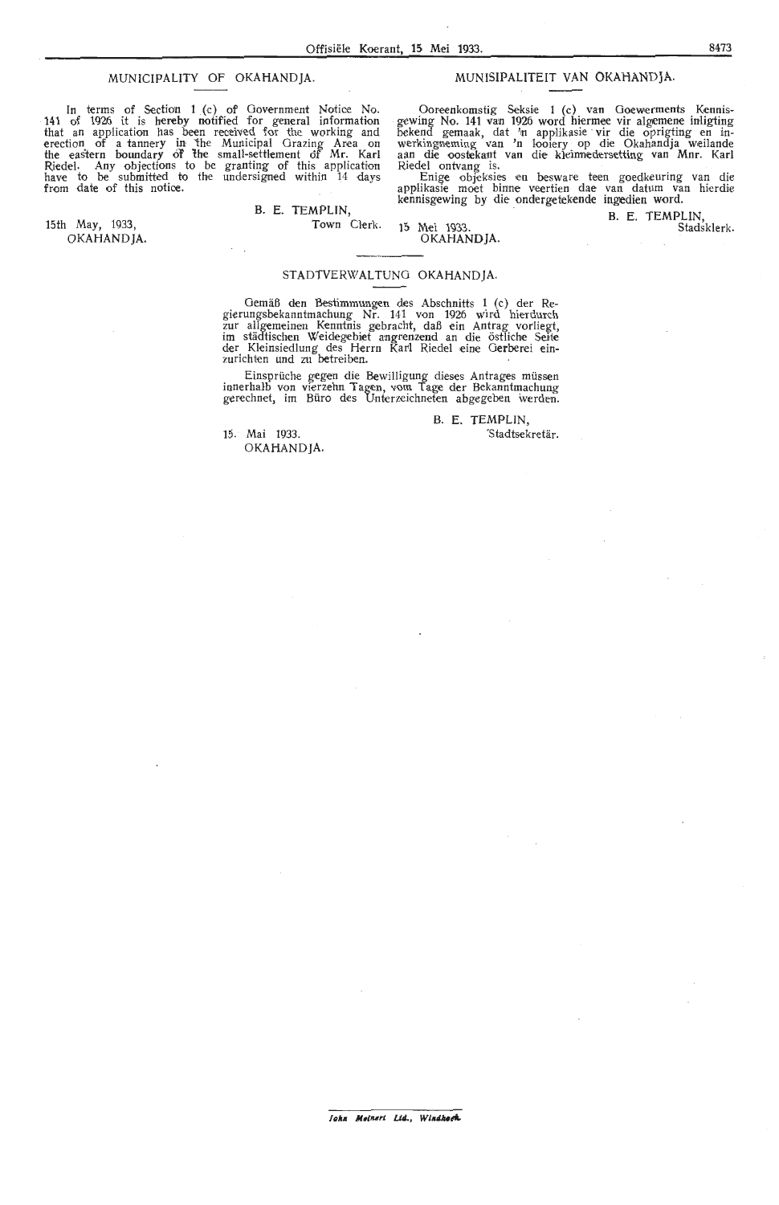## MUNICIPALITY OF OKAHANDJA.

In terms of Section 1 (c) of Government Notice No. 141 of 1926 it is hereby notified for general information that an application has been received for the working and erection of a tannery in the Municipal Grazing Area on the eastern boundary of the small-settlement of Mr. Karl Riedel. Any objections to be granting of this application have to be submitted to the undersigned within 14 days from date of this notice.

B. E. TEMPLIN,
Town Clerk.

15th May, 1933,
OKAHANDJA.

## MUNISIPALITEIT VAN OKAHANDJA.

Ooreenkomstig Seksie 1 (c) van Goewerments Kennisgewing No. 141 van 1926 word hiermee vir algemene inligting bekend gemaak, dat 'n applikasie vir die oprigting en inwerkingneming van 'n looiery op die Okahandja weilande aan die oostekant van die kleinnedersetting van Mnr. Karl Riedel ontvang is.

Enige objeksies en besware teen goedkeuring van die applikasie moet binne veertien dae van datum van hierdie kennisgewing by die ondergetekende ingedien word.

B. E. TEMPLIN,
Stadsklerk.

15 Mei 1933.
OKAHANDJA.

## STADTVERWALTUNG OKAHANDJA.

Gemäß den Bestimmungen des Abschnitts 1 (c) der Regierungsbekanntmachung Nr. 141 von 1926 wird hierdurch zur allgemeinen Kenntnis gebracht, daß ein Antrag vorliegt, im städtischen Weidegebiet angrenzend an die östliche Seite der Kleinsiedlung des Herrn Karl Riedel eine Gerberei einzurichten und zu betreiben.

Einsprüche gegen die Bewilligung dieses Antrages müssen innerhalb von vierzehn Tagen, vom Tage der Bekanntmachung gerechnet, im Büro des Unterzeichneten abgegeben werden.

B. E. TEMPLIN,
Stadtsekretär.

15. Mai 1933.
OKAHANDJA.

*John Meinert Ltd., Windhoek.*